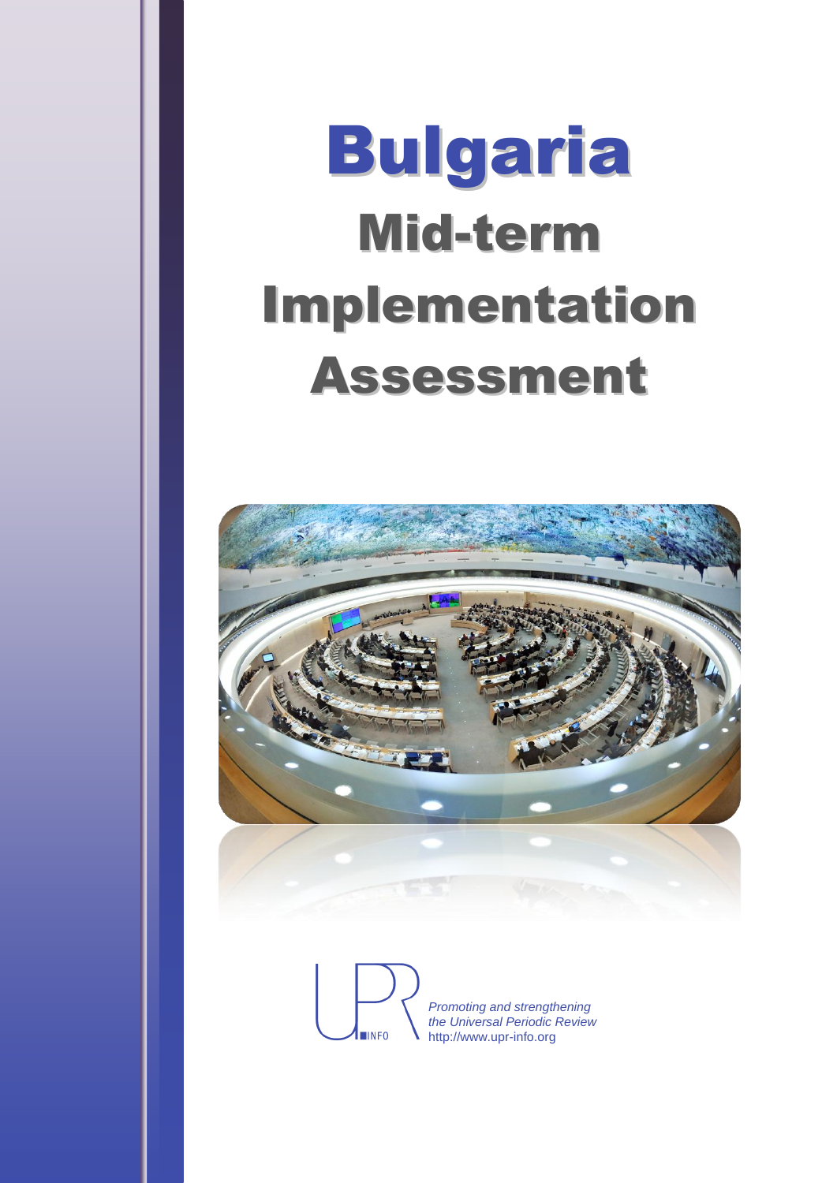# Bulgaria

## Mid-term Implementation Assessment

UPR INFO

*Promoting and strengthening the Universal Periodic Review*
http://www.upr-info.org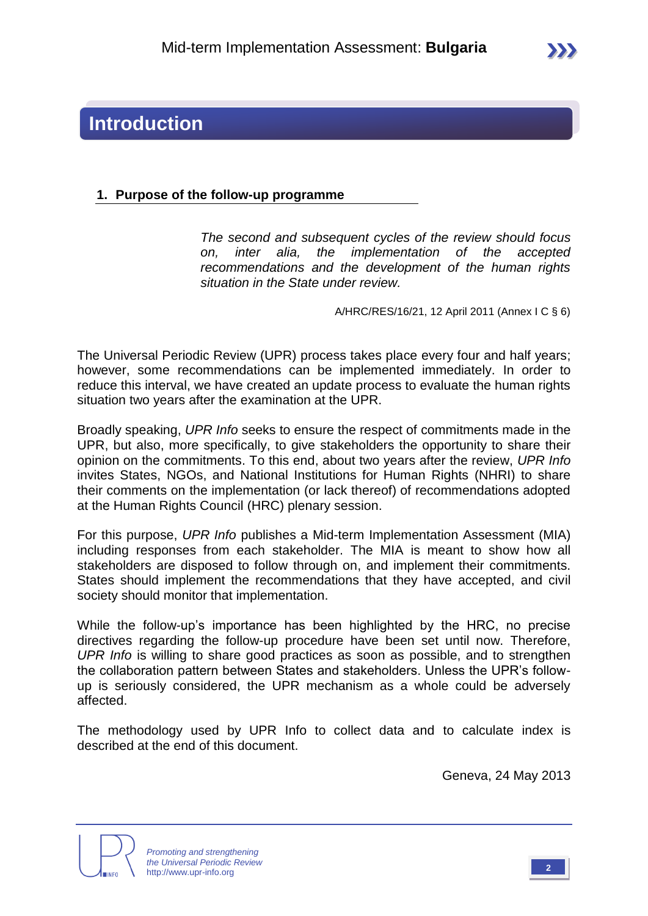# Introduction

## 1. Purpose of the follow-up programme

*The second and subsequent cycles of the review should focus on, inter alia, the implementation of the accepted recommendations and the development of the human rights situation in the State under review.*

A/HRC/RES/16/21, 12 April 2011 (Annex I C § 6)

The Universal Periodic Review (UPR) process takes place every four and half years; however, some recommendations can be implemented immediately. In order to reduce this interval, we have created an update process to evaluate the human rights situation two years after the examination at the UPR.

Broadly speaking, *UPR Info* seeks to ensure the respect of commitments made in the UPR, but also, more specifically, to give stakeholders the opportunity to share their opinion on the commitments. To this end, about two years after the review, *UPR Info* invites States, NGOs, and National Institutions for Human Rights (NHRI) to share their comments on the implementation (or lack thereof) of recommendations adopted at the Human Rights Council (HRC) plenary session.

For this purpose, *UPR Info* publishes a Mid-term Implementation Assessment (MIA) including responses from each stakeholder. The MIA is meant to show how all stakeholders are disposed to follow through on, and implement their commitments. States should implement the recommendations that they have accepted, and civil society should monitor that implementation.

While the follow-up's importance has been highlighted by the HRC, no precise directives regarding the follow-up procedure have been set until now. Therefore, *UPR Info* is willing to share good practices as soon as possible, and to strengthen the collaboration pattern between States and stakeholders. Unless the UPR's follow-up is seriously considered, the UPR mechanism as a whole could be adversely affected.

The methodology used by UPR Info to collect data and to calculate index is described at the end of this document.

Geneva, 24 May 2013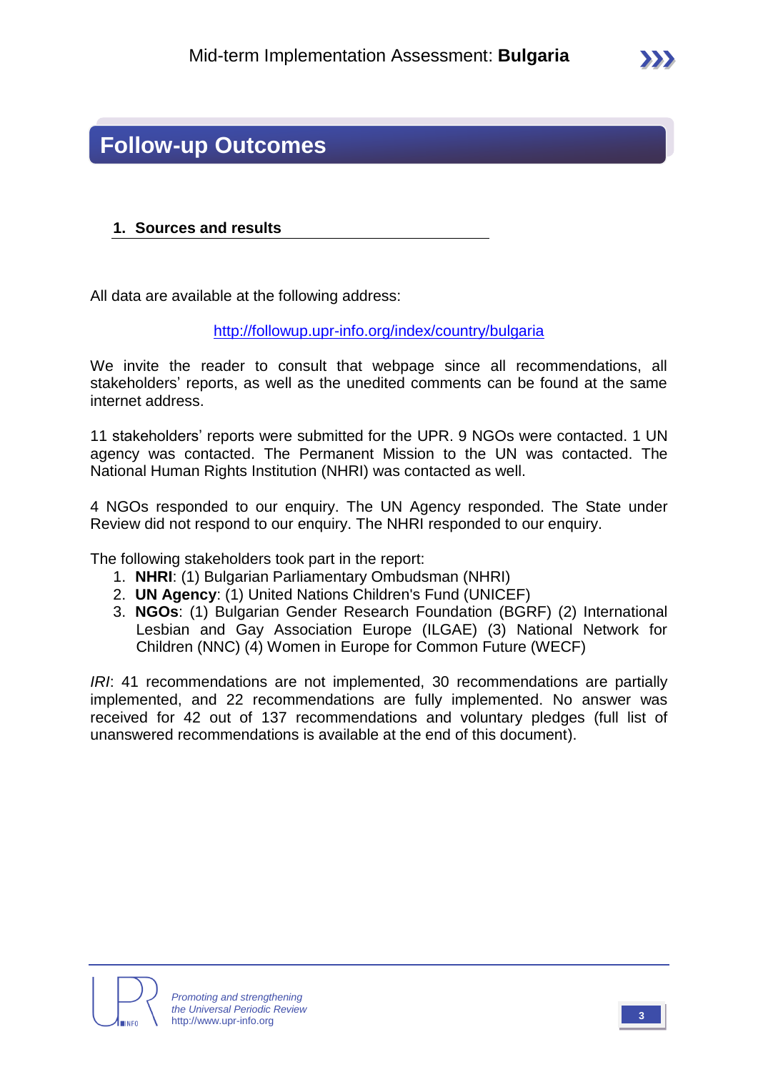# Follow-up Outcomes

## 1. Sources and results

All data are available at the following address:

http://followup.upr-info.org/index/country/bulgaria

We invite the reader to consult that webpage since all recommendations, all stakeholders' reports, as well as the unedited comments can be found at the same internet address.

11 stakeholders' reports were submitted for the UPR. 9 NGOs were contacted. 1 UN agency was contacted. The Permanent Mission to the UN was contacted. The National Human Rights Institution (NHRI) was contacted as well.

4 NGOs responded to our enquiry. The UN Agency responded. The State under Review did not respond to our enquiry. The NHRI responded to our enquiry.

The following stakeholders took part in the report:

1. **NHRI**: (1) Bulgarian Parliamentary Ombudsman (NHRI)
2. **UN Agency**: (1) United Nations Children's Fund (UNICEF)
3. **NGOs**: (1) Bulgarian Gender Research Foundation (BGRF) (2) International Lesbian and Gay Association Europe (ILGAE) (3) National Network for Children (NNC) (4) Women in Europe for Common Future (WECF)

*IRI*: 41 recommendations are not implemented, 30 recommendations are partially implemented, and 22 recommendations are fully implemented. No answer was received for 42 out of 137 recommendations and voluntary pledges (full list of unanswered recommendations is available at the end of this document).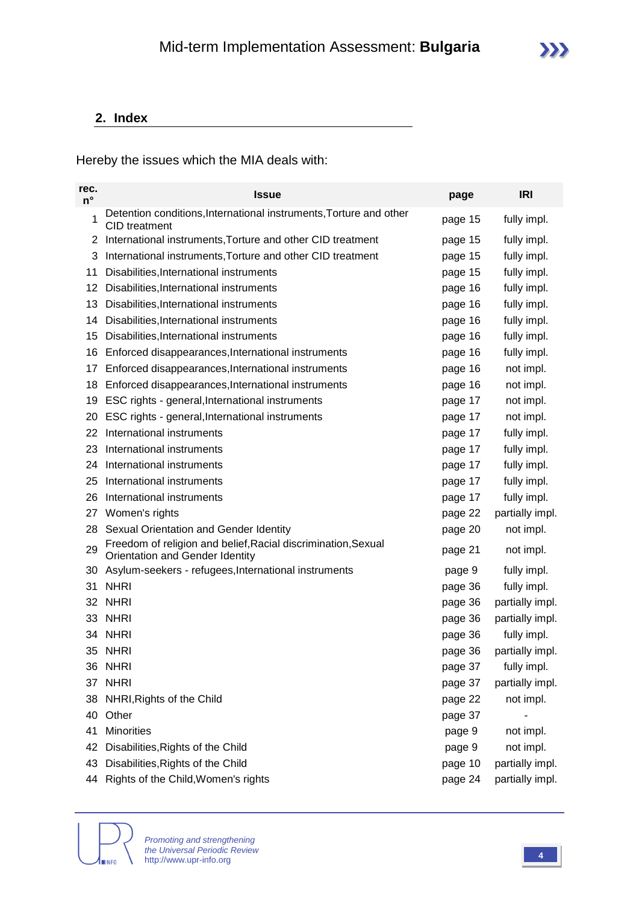## 2. Index

Hereby the issues which the MIA deals with:

| rec. n° | Issue | page | IRI |
|---|---|---|---|
| 1 | Detention conditions,International instruments,Torture and other CID treatment | page 15 | fully impl. |
| 2 | International instruments,Torture and other CID treatment | page 15 | fully impl. |
| 3 | International instruments,Torture and other CID treatment | page 15 | fully impl. |
| 11 | Disabilities,International instruments | page 15 | fully impl. |
| 12 | Disabilities,International instruments | page 16 | fully impl. |
| 13 | Disabilities,International instruments | page 16 | fully impl. |
| 14 | Disabilities,International instruments | page 16 | fully impl. |
| 15 | Disabilities,International instruments | page 16 | fully impl. |
| 16 | Enforced disappearances,International instruments | page 16 | fully impl. |
| 17 | Enforced disappearances,International instruments | page 16 | not impl. |
| 18 | Enforced disappearances,International instruments | page 16 | not impl. |
| 19 | ESC rights - general,International instruments | page 17 | not impl. |
| 20 | ESC rights - general,International instruments | page 17 | not impl. |
| 22 | International instruments | page 17 | fully impl. |
| 23 | International instruments | page 17 | fully impl. |
| 24 | International instruments | page 17 | fully impl. |
| 25 | International instruments | page 17 | fully impl. |
| 26 | International instruments | page 17 | fully impl. |
| 27 | Women's rights | page 22 | partially impl. |
| 28 | Sexual Orientation and Gender Identity | page 20 | not impl. |
| 29 | Freedom of religion and belief,Racial discrimination,Sexual Orientation and Gender Identity | page 21 | not impl. |
| 30 | Asylum-seekers - refugees,International instruments | page 9 | fully impl. |
| 31 | NHRI | page 36 | fully impl. |
| 32 | NHRI | page 36 | partially impl. |
| 33 | NHRI | page 36 | partially impl. |
| 34 | NHRI | page 36 | fully impl. |
| 35 | NHRI | page 36 | partially impl. |
| 36 | NHRI | page 37 | fully impl. |
| 37 | NHRI | page 37 | partially impl. |
| 38 | NHRI,Rights of the Child | page 22 | not impl. |
| 40 | Other | page 37 | - |
| 41 | Minorities | page 9 | not impl. |
| 42 | Disabilities,Rights of the Child | page 9 | not impl. |
| 43 | Disabilities,Rights of the Child | page 10 | partially impl. |
| 44 | Rights of the Child,Women's rights | page 24 | partially impl. |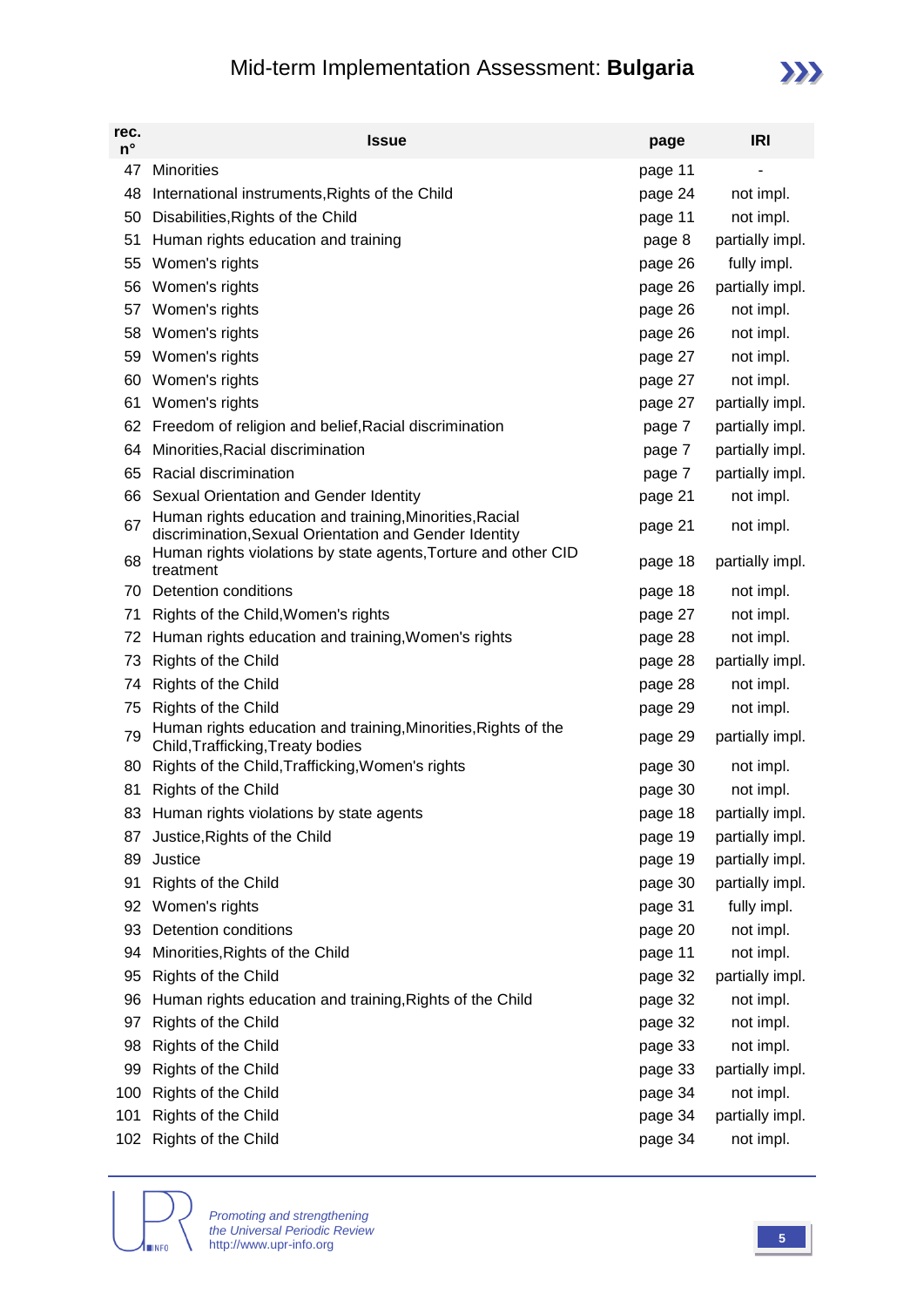| rec. n° | Issue | page | IRI |
|---|---|---|---|
| 47 | Minorities | page 11 | - |
| 48 | International instruments,Rights of the Child | page 24 | not impl. |
| 50 | Disabilities,Rights of the Child | page 11 | not impl. |
| 51 | Human rights education and training | page 8 | partially impl. |
| 55 | Women's rights | page 26 | fully impl. |
| 56 | Women's rights | page 26 | partially impl. |
| 57 | Women's rights | page 26 | not impl. |
| 58 | Women's rights | page 26 | not impl. |
| 59 | Women's rights | page 27 | not impl. |
| 60 | Women's rights | page 27 | not impl. |
| 61 | Women's rights | page 27 | partially impl. |
| 62 | Freedom of religion and belief,Racial discrimination | page 7 | partially impl. |
| 64 | Minorities,Racial discrimination | page 7 | partially impl. |
| 65 | Racial discrimination | page 7 | partially impl. |
| 66 | Sexual Orientation and Gender Identity | page 21 | not impl. |
| 67 | Human rights education and training,Minorities,Racial discrimination,Sexual Orientation and Gender Identity | page 21 | not impl. |
| 68 | Human rights violations by state agents,Torture and other CID treatment | page 18 | partially impl. |
| 70 | Detention conditions | page 18 | not impl. |
| 71 | Rights of the Child,Women's rights | page 27 | not impl. |
| 72 | Human rights education and training,Women's rights | page 28 | not impl. |
| 73 | Rights of the Child | page 28 | partially impl. |
| 74 | Rights of the Child | page 28 | not impl. |
| 75 | Rights of the Child | page 29 | not impl. |
| 79 | Human rights education and training,Minorities,Rights of the Child,Trafficking,Treaty bodies | page 29 | partially impl. |
| 80 | Rights of the Child,Trafficking,Women's rights | page 30 | not impl. |
| 81 | Rights of the Child | page 30 | not impl. |
| 83 | Human rights violations by state agents | page 18 | partially impl. |
| 87 | Justice,Rights of the Child | page 19 | partially impl. |
| 89 | Justice | page 19 | partially impl. |
| 91 | Rights of the Child | page 30 | partially impl. |
| 92 | Women's rights | page 31 | fully impl. |
| 93 | Detention conditions | page 20 | not impl. |
| 94 | Minorities,Rights of the Child | page 11 | not impl. |
| 95 | Rights of the Child | page 32 | partially impl. |
| 96 | Human rights education and training,Rights of the Child | page 32 | not impl. |
| 97 | Rights of the Child | page 32 | not impl. |
| 98 | Rights of the Child | page 33 | not impl. |
| 99 | Rights of the Child | page 33 | partially impl. |
| 100 | Rights of the Child | page 34 | not impl. |
| 101 | Rights of the Child | page 34 | partially impl. |
| 102 | Rights of the Child | page 34 | not impl. |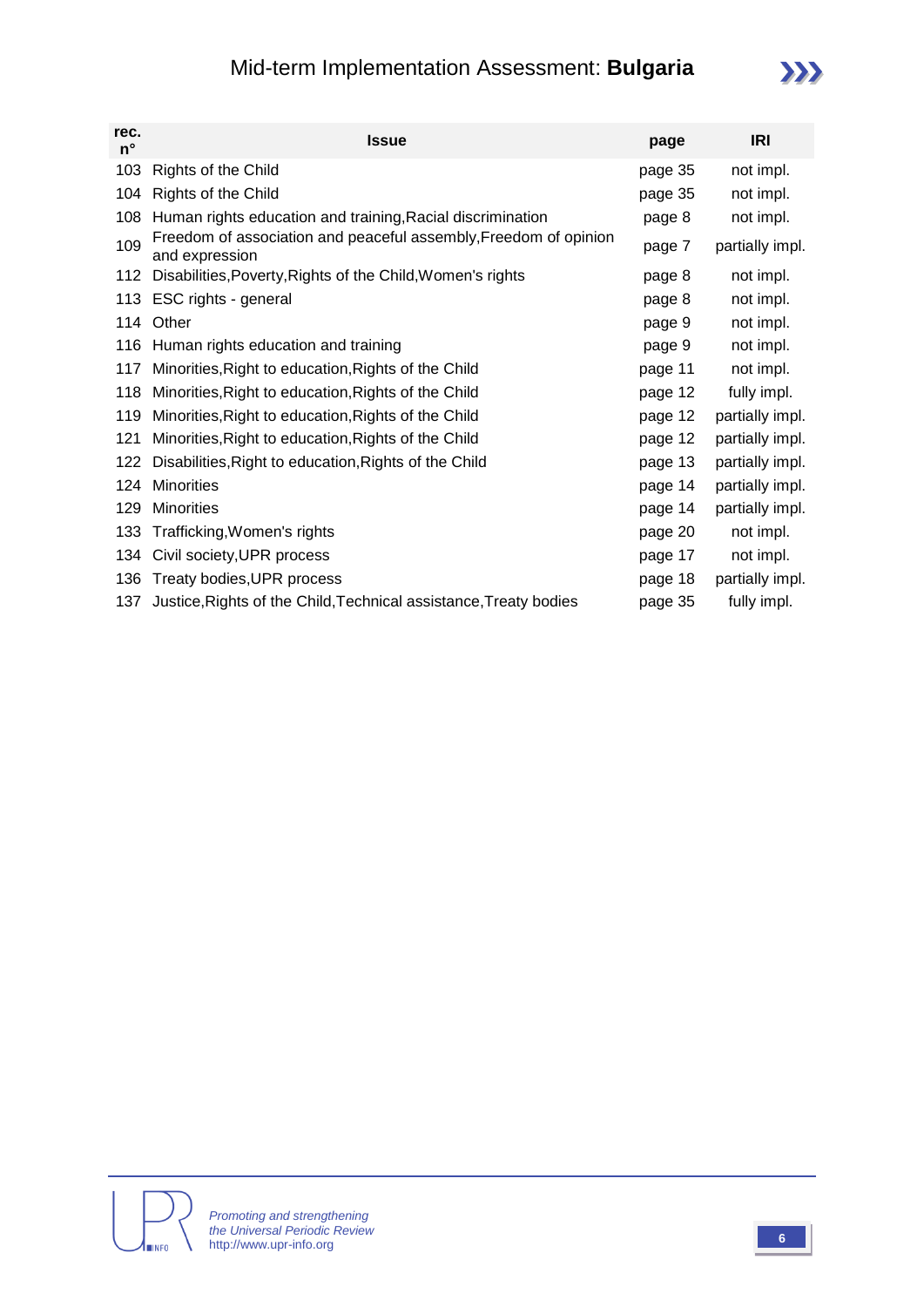| rec. n° | Issue | page | IRI |
|---|---|---|---|
| 103 | Rights of the Child | page 35 | not impl. |
| 104 | Rights of the Child | page 35 | not impl. |
| 108 | Human rights education and training,Racial discrimination | page 8 | not impl. |
| 109 | Freedom of association and peaceful assembly,Freedom of opinion and expression | page 7 | partially impl. |
| 112 | Disabilities,Poverty,Rights of the Child,Women's rights | page 8 | not impl. |
| 113 | ESC rights - general | page 8 | not impl. |
| 114 | Other | page 9 | not impl. |
| 116 | Human rights education and training | page 9 | not impl. |
| 117 | Minorities,Right to education,Rights of the Child | page 11 | not impl. |
| 118 | Minorities,Right to education,Rights of the Child | page 12 | fully impl. |
| 119 | Minorities,Right to education,Rights of the Child | page 12 | partially impl. |
| 121 | Minorities,Right to education,Rights of the Child | page 12 | partially impl. |
| 122 | Disabilities,Right to education,Rights of the Child | page 13 | partially impl. |
| 124 | Minorities | page 14 | partially impl. |
| 129 | Minorities | page 14 | partially impl. |
| 133 | Trafficking,Women's rights | page 20 | not impl. |
| 134 | Civil society,UPR process | page 17 | not impl. |
| 136 | Treaty bodies,UPR process | page 18 | partially impl. |
| 137 | Justice,Rights of the Child,Technical assistance,Treaty bodies | page 35 | fully impl. |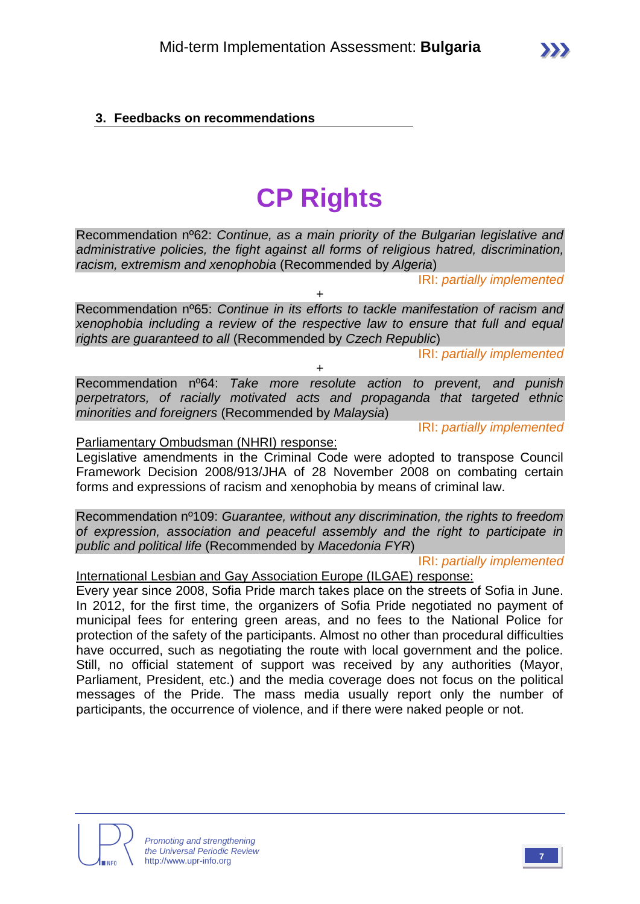## 3. Feedbacks on recommendations

# CP Rights

Recommendation nº62: *Continue, as a main priority of the Bulgarian legislative and administrative policies, the fight against all forms of religious hatred, discrimination, racism, extremism and xenophobia* (Recommended by *Algeria*)

IRI: *partially implemented*

+

Recommendation nº65: *Continue in its efforts to tackle manifestation of racism and xenophobia including a review of the respective law to ensure that full and equal rights are guaranteed to all* (Recommended by *Czech Republic*)

IRI: *partially implemented*

+

Recommendation nº64: *Take more resolute action to prevent, and punish perpetrators, of racially motivated acts and propaganda that targeted ethnic minorities and foreigners* (Recommended by *Malaysia*)

IRI: *partially implemented*

Parliamentary Ombudsman (NHRI) response:

Legislative amendments in the Criminal Code were adopted to transpose Council Framework Decision 2008/913/JHA of 28 November 2008 on combating certain forms and expressions of racism and xenophobia by means of criminal law.

Recommendation nº109: *Guarantee, without any discrimination, the rights to freedom of expression, association and peaceful assembly and the right to participate in public and political life* (Recommended by *Macedonia FYR*)

IRI: *partially implemented*

International Lesbian and Gay Association Europe (ILGAE) response:

Every year since 2008, Sofia Pride march takes place on the streets of Sofia in June. In 2012, for the first time, the organizers of Sofia Pride negotiated no payment of municipal fees for entering green areas, and no fees to the National Police for protection of the safety of the participants. Almost no other than procedural difficulties have occurred, such as negotiating the route with local government and the police. Still, no official statement of support was received by any authorities (Mayor, Parliament, President, etc.) and the media coverage does not focus on the political messages of the Pride. The mass media usually report only the number of participants, the occurrence of violence, and if there were naked people or not.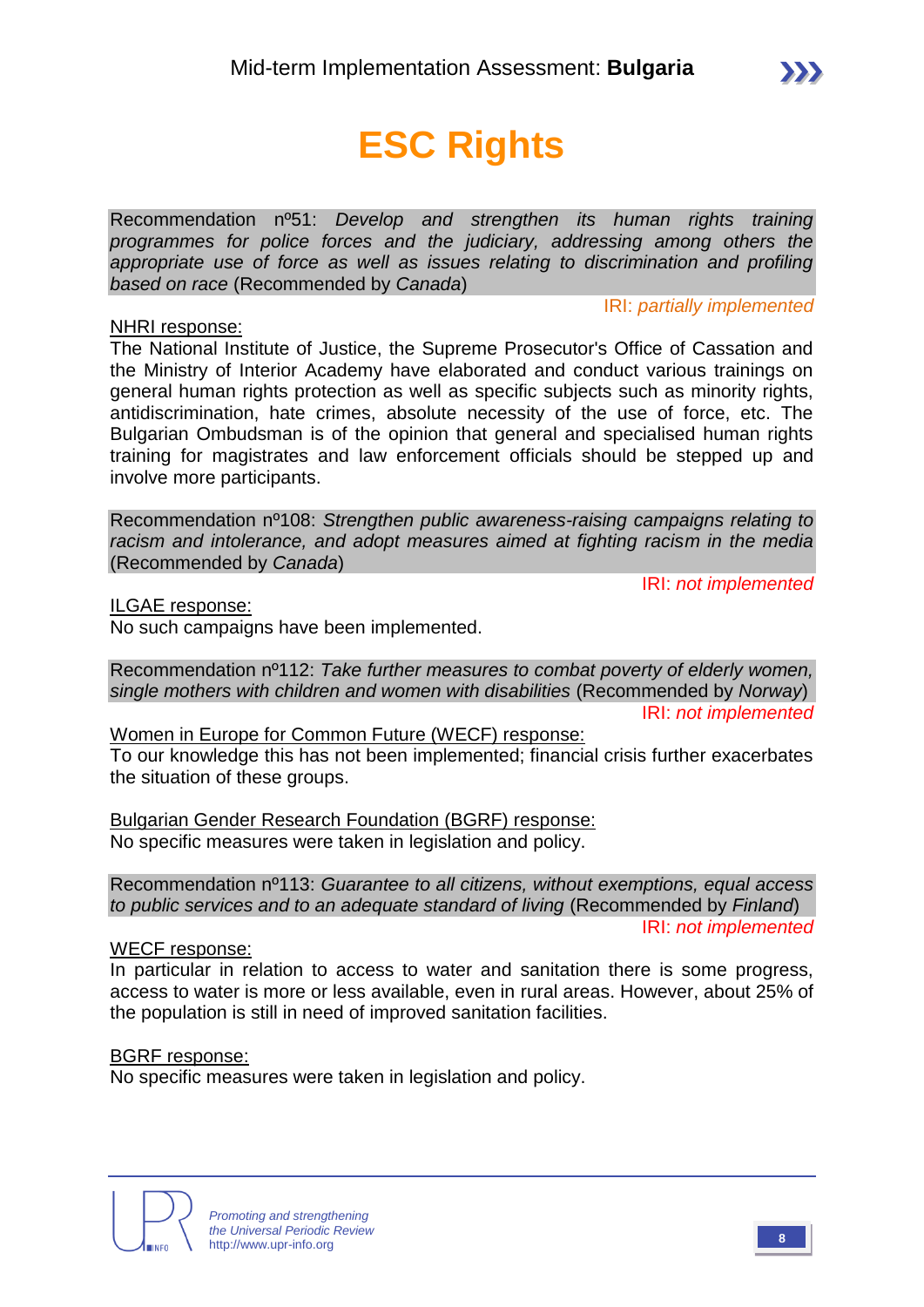# ESC Rights

Recommendation nº51: *Develop and strengthen its human rights training programmes for police forces and the judiciary, addressing among others the appropriate use of force as well as issues relating to discrimination and profiling based on race* (Recommended by *Canada*)

IRI: *partially implemented*

NHRI response:
The National Institute of Justice, the Supreme Prosecutor's Office of Cassation and the Ministry of Interior Academy have elaborated and conduct various trainings on general human rights protection as well as specific subjects such as minority rights, antidiscrimination, hate crimes, absolute necessity of the use of force, etc. The Bulgarian Ombudsman is of the opinion that general and specialised human rights training for magistrates and law enforcement officials should be stepped up and involve more participants.

Recommendation nº108: *Strengthen public awareness-raising campaigns relating to racism and intolerance, and adopt measures aimed at fighting racism in the media* (Recommended by *Canada*)

IRI: *not implemented*

ILGAE response:
No such campaigns have been implemented.

Recommendation nº112: *Take further measures to combat poverty of elderly women, single mothers with children and women with disabilities* (Recommended by *Norway*)

IRI: *not implemented*

Women in Europe for Common Future (WECF) response:
To our knowledge this has not been implemented; financial crisis further exacerbates the situation of these groups.

Bulgarian Gender Research Foundation (BGRF) response:
No specific measures were taken in legislation and policy.

Recommendation nº113: *Guarantee to all citizens, without exemptions, equal access to public services and to an adequate standard of living* (Recommended by *Finland*)

IRI: *not implemented*

WECF response:
In particular in relation to access to water and sanitation there is some progress, access to water is more or less available, even in rural areas. However, about 25% of the population is still in need of improved sanitation facilities.

BGRF response:
No specific measures were taken in legislation and policy.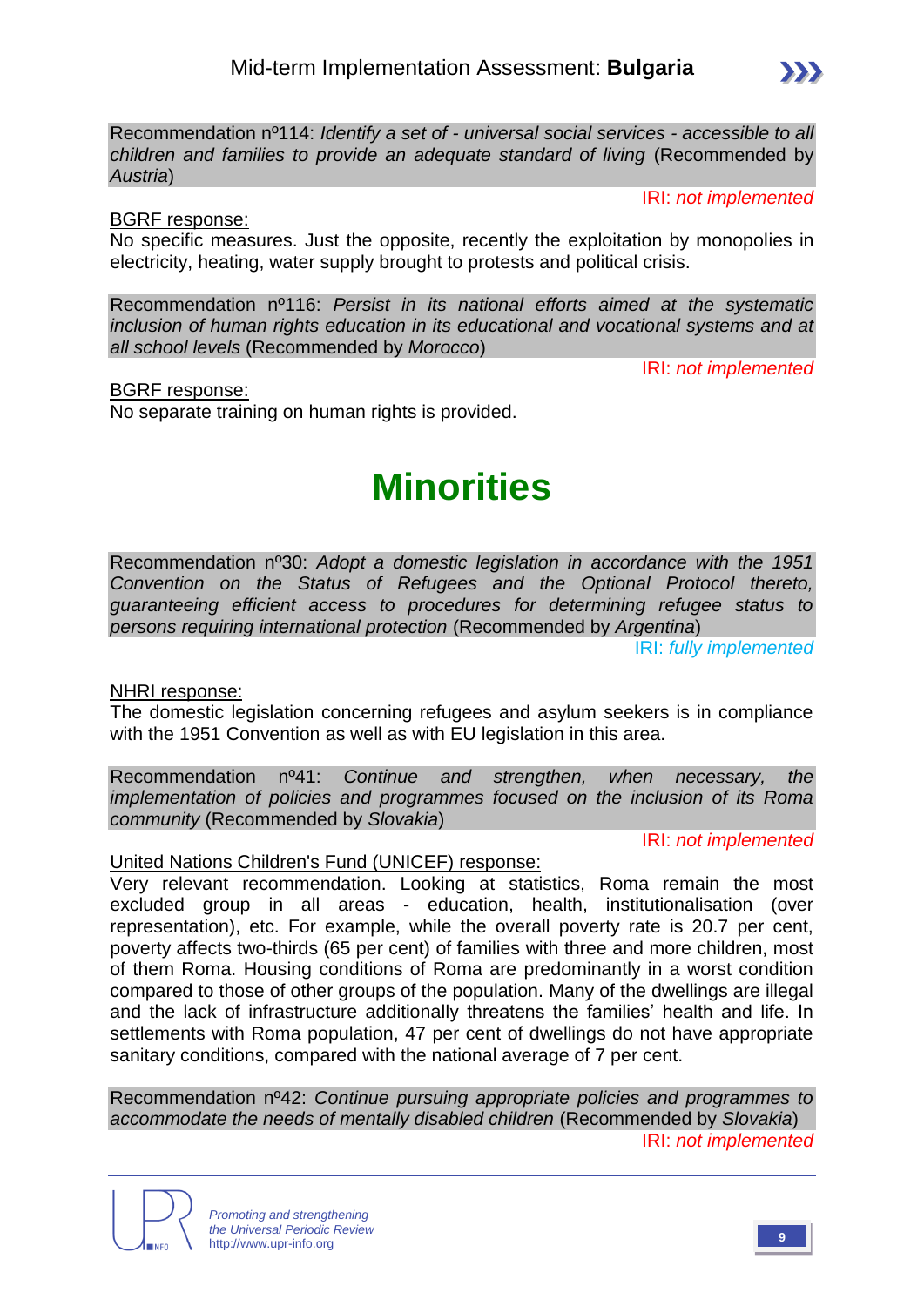Recommendation nº114: *Identify a set of - universal social services - accessible to all children and families to provide an adequate standard of living* (Recommended by *Austria*)

IRI: *not implemented*

BGRF response:
No specific measures. Just the opposite, recently the exploitation by monopolies in electricity, heating, water supply brought to protests and political crisis.

Recommendation nº116: *Persist in its national efforts aimed at the systematic inclusion of human rights education in its educational and vocational systems and at all school levels* (Recommended by *Morocco*)

IRI: *not implemented*

BGRF response:
No separate training on human rights is provided.

# Minorities

Recommendation nº30: *Adopt a domestic legislation in accordance with the 1951 Convention on the Status of Refugees and the Optional Protocol thereto, guaranteeing efficient access to procedures for determining refugee status to persons requiring international protection* (Recommended by *Argentina*)

IRI: *fully implemented*

NHRI response:
The domestic legislation concerning refugees and asylum seekers is in compliance with the 1951 Convention as well as with EU legislation in this area.

Recommendation nº41: *Continue and strengthen, when necessary, the implementation of policies and programmes focused on the inclusion of its Roma community* (Recommended by *Slovakia*)

IRI: *not implemented*

United Nations Children's Fund (UNICEF) response:
Very relevant recommendation. Looking at statistics, Roma remain the most excluded group in all areas - education, health, institutionalisation (over representation), etc. For example, while the overall poverty rate is 20.7 per cent, poverty affects two-thirds (65 per cent) of families with three and more children, most of them Roma. Housing conditions of Roma are predominantly in a worst condition compared to those of other groups of the population. Many of the dwellings are illegal and the lack of infrastructure additionally threatens the families' health and life. In settlements with Roma population, 47 per cent of dwellings do not have appropriate sanitary conditions, compared with the national average of 7 per cent.

Recommendation nº42: *Continue pursuing appropriate policies and programmes to accommodate the needs of mentally disabled children* (Recommended by *Slovakia*)

IRI: *not implemented*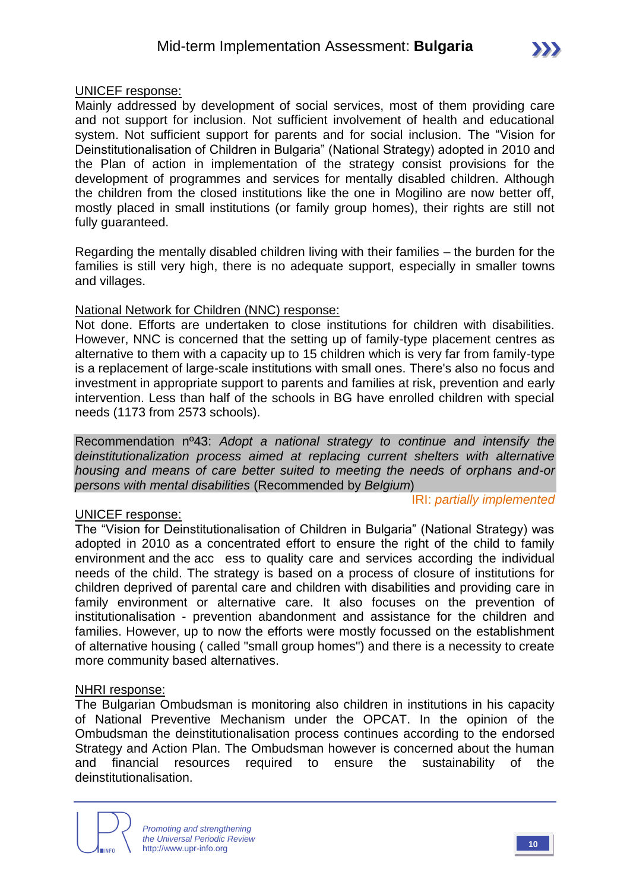UNICEF response:

Mainly addressed by development of social services, most of them providing care and not support for inclusion. Not sufficient involvement of health and educational system. Not sufficient support for parents and for social inclusion. The "Vision for Deinstitutionalisation of Children in Bulgaria" (National Strategy) adopted in 2010 and the Plan of action in implementation of the strategy consist provisions for the development of programmes and services for mentally disabled children. Although the children from the closed institutions like the one in Mogilino are now better off, mostly placed in small institutions (or family group homes), their rights are still not fully guaranteed.

Regarding the mentally disabled children living with their families – the burden for the families is still very high, there is no adequate support, especially in smaller towns and villages.

National Network for Children (NNC) response:

Not done. Efforts are undertaken to close institutions for children with disabilities. However, NNC is concerned that the setting up of family-type placement centres as alternative to them with a capacity up to 15 children which is very far from family-type is a replacement of large-scale institutions with small ones. There's also no focus and investment in appropriate support to parents and families at risk, prevention and early intervention. Less than half of the schools in BG have enrolled children with special needs (1173 from 2573 schools).

Recommendation nº43: *Adopt a national strategy to continue and intensify the deinstitutionalization process aimed at replacing current shelters with alternative housing and means of care better suited to meeting the needs of orphans and-or persons with mental disabilities* (Recommended by *Belgium*)

IRI: *partially implemented*

UNICEF response:

The "Vision for Deinstitutionalisation of Children in Bulgaria" (National Strategy) was adopted in 2010 as a concentrated effort to ensure the right of the child to family environment and the acc ess to quality care and services according the individual needs of the child. The strategy is based on a process of closure of institutions for children deprived of parental care and children with disabilities and providing care in family environment or alternative care. It also focuses on the prevention of institutionalisation - prevention abandonment and assistance for the children and families. However, up to now the efforts were mostly focussed on the establishment of alternative housing ( called "small group homes") and there is a necessity to create more community based alternatives.

NHRI response:

The Bulgarian Ombudsman is monitoring also children in institutions in his capacity of National Preventive Mechanism under the OPCAT. In the opinion of the Ombudsman the deinstitutionalisation process continues according to the endorsed Strategy and Action Plan. The Ombudsman however is concerned about the human and financial resources required to ensure the sustainability of the deinstitutionalisation.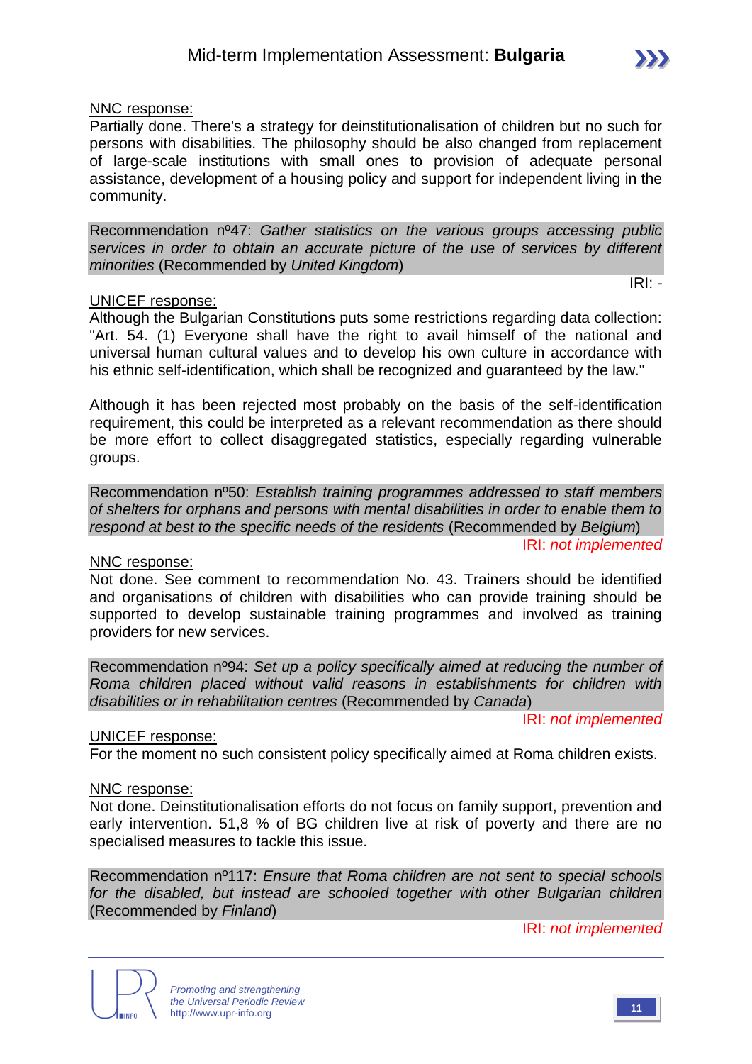<u>NNC response:</u>
Partially done. There's a strategy for deinstitutionalisation of children but no such for persons with disabilities. The philosophy should be also changed from replacement of large-scale institutions with small ones to provision of adequate personal assistance, development of a housing policy and support for independent living in the community.

Recommendation nº47: *Gather statistics on the various groups accessing public services in order to obtain an accurate picture of the use of services by different minorities* (Recommended by *United Kingdom*)

IRI: -

<u>UNICEF response:</u>
Although the Bulgarian Constitutions puts some restrictions regarding data collection: "Art. 54. (1) Everyone shall have the right to avail himself of the national and universal human cultural values and to develop his own culture in accordance with his ethnic self-identification, which shall be recognized and guaranteed by the law."

Although it has been rejected most probably on the basis of the self-identification requirement, this could be interpreted as a relevant recommendation as there should be more effort to collect disaggregated statistics, especially regarding vulnerable groups.

Recommendation nº50: *Establish training programmes addressed to staff members of shelters for orphans and persons with mental disabilities in order to enable them to respond at best to the specific needs of the residents* (Recommended by *Belgium*)

IRI: *not implemented*

<u>NNC response:</u>
Not done. See comment to recommendation No. 43. Trainers should be identified and organisations of children with disabilities who can provide training should be supported to develop sustainable training programmes and involved as training providers for new services.

Recommendation nº94: *Set up a policy specifically aimed at reducing the number of Roma children placed without valid reasons in establishments for children with disabilities or in rehabilitation centres* (Recommended by *Canada*)

IRI: *not implemented*

<u>UNICEF response:</u>
For the moment no such consistent policy specifically aimed at Roma children exists.

<u>NNC response:</u>
Not done. Deinstitutionalisation efforts do not focus on family support, prevention and early intervention. 51,8 % of BG children live at risk of poverty and there are no specialised measures to tackle this issue.

Recommendation nº117: *Ensure that Roma children are not sent to special schools for the disabled, but instead are schooled together with other Bulgarian children* (Recommended by *Finland*)

IRI: *not implemented*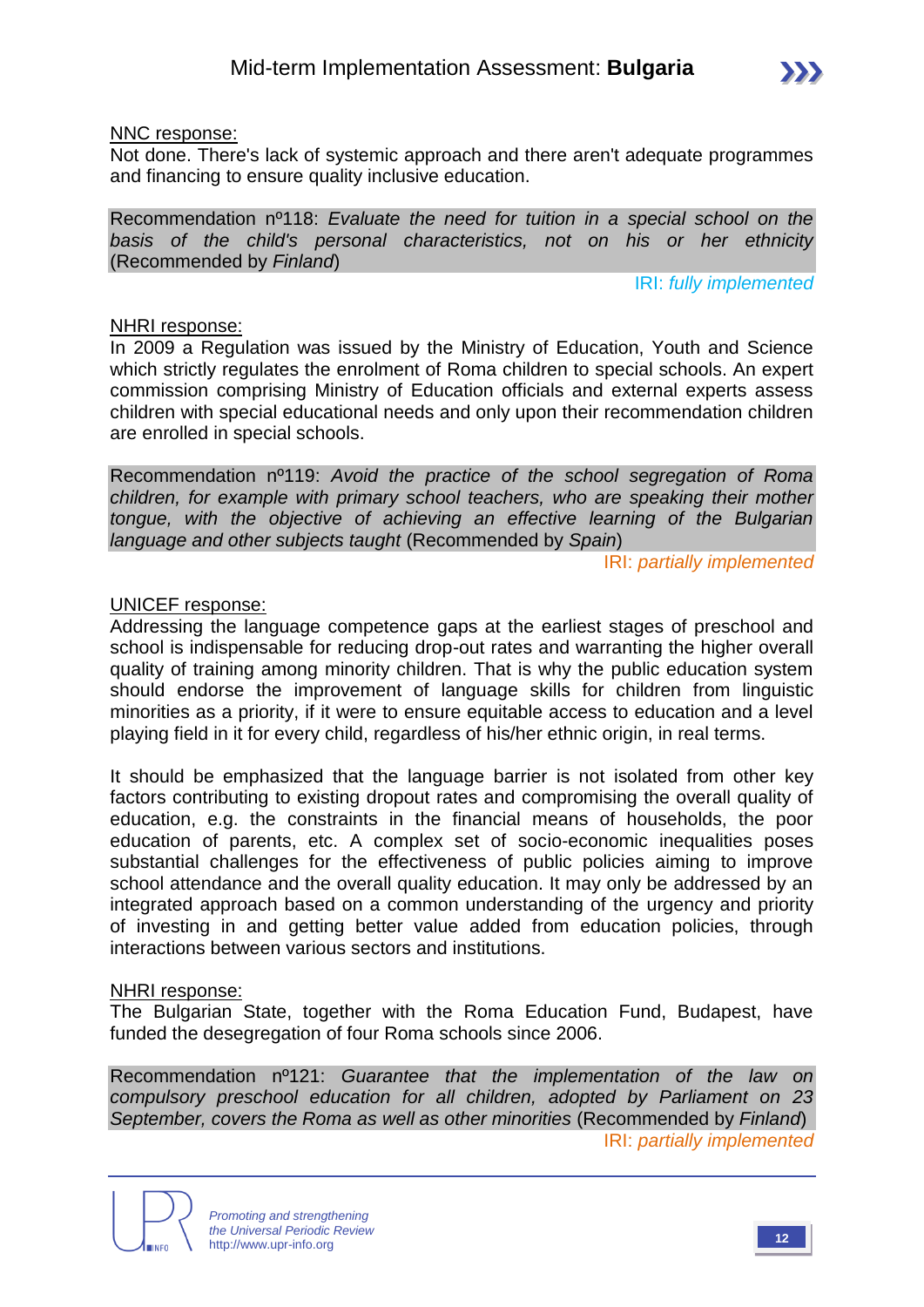<u>NNC response:</u>
Not done. There's lack of systemic approach and there aren't adequate programmes and financing to ensure quality inclusive education.

Recommendation nº118: *Evaluate the need for tuition in a special school on the basis of the child's personal characteristics, not on his or her ethnicity* (Recommended by *Finland*)

IRI: *fully implemented*

<u>NHRI response:</u>
In 2009 a Regulation was issued by the Ministry of Education, Youth and Science which strictly regulates the enrolment of Roma children to special schools. An expert commission comprising Ministry of Education officials and external experts assess children with special educational needs and only upon their recommendation children are enrolled in special schools.

Recommendation nº119: *Avoid the practice of the school segregation of Roma children, for example with primary school teachers, who are speaking their mother tongue, with the objective of achieving an effective learning of the Bulgarian language and other subjects taught* (Recommended by *Spain*)

IRI: *partially implemented*

<u>UNICEF response:</u>
Addressing the language competence gaps at the earliest stages of preschool and school is indispensable for reducing drop-out rates and warranting the higher overall quality of training among minority children. That is why the public education system should endorse the improvement of language skills for children from linguistic minorities as a priority, if it were to ensure equitable access to education and a level playing field in it for every child, regardless of his/her ethnic origin, in real terms.

It should be emphasized that the language barrier is not isolated from other key factors contributing to existing dropout rates and compromising the overall quality of education, e.g. the constraints in the financial means of households, the poor education of parents, etc. A complex set of socio-economic inequalities poses substantial challenges for the effectiveness of public policies aiming to improve school attendance and the overall quality education. It may only be addressed by an integrated approach based on a common understanding of the urgency and priority of investing in and getting better value added from education policies, through interactions between various sectors and institutions.

<u>NHRI response:</u>
The Bulgarian State, together with the Roma Education Fund, Budapest, have funded the desegregation of four Roma schools since 2006.

Recommendation nº121: *Guarantee that the implementation of the law on compulsory preschool education for all children, adopted by Parliament on 23 September, covers the Roma as well as other minorities* (Recommended by *Finland*)

IRI: *partially implemented*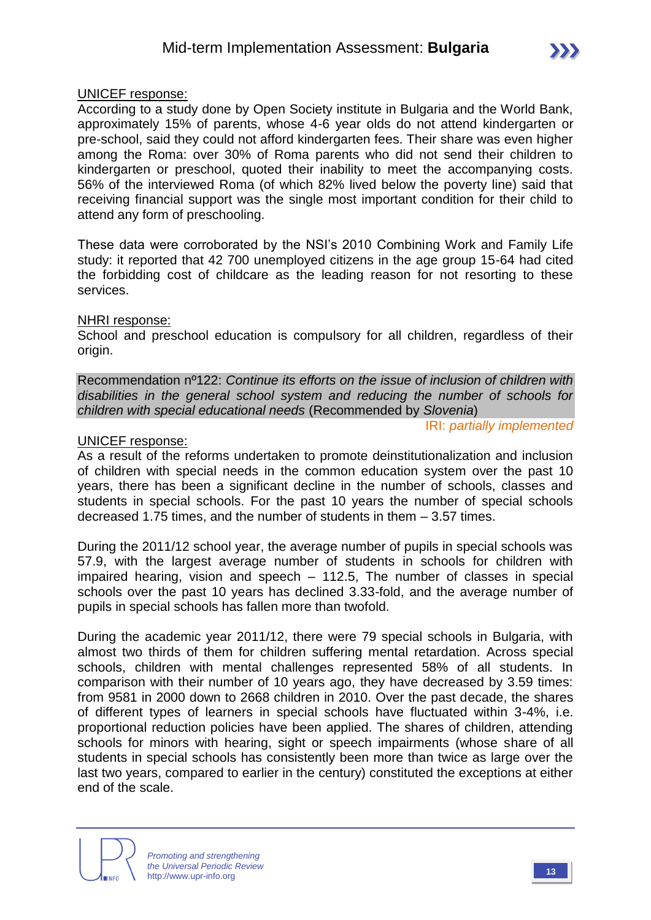UNICEF response:
According to a study done by Open Society institute in Bulgaria and the World Bank, approximately 15% of parents, whose 4-6 year olds do not attend kindergarten or pre-school, said they could not afford kindergarten fees. Their share was even higher among the Roma: over 30% of Roma parents who did not send their children to kindergarten or preschool, quoted their inability to meet the accompanying costs. 56% of the interviewed Roma (of which 82% lived below the poverty line) said that receiving financial support was the single most important condition for their child to attend any form of preschooling.

These data were corroborated by the NSI's 2010 Combining Work and Family Life study: it reported that 42 700 unemployed citizens in the age group 15-64 had cited the forbidding cost of childcare as the leading reason for not resorting to these services.

NHRI response:
School and preschool education is compulsory for all children, regardless of their origin.

Recommendation nº122: *Continue its efforts on the issue of inclusion of children with disabilities in the general school system and reducing the number of schools for children with special educational needs* (Recommended by *Slovenia*)

IRI: *partially implemented*

UNICEF response:
As a result of the reforms undertaken to promote deinstitutionalization and inclusion of children with special needs in the common education system over the past 10 years, there has been a significant decline in the number of schools, classes and students in special schools. For the past 10 years the number of special schools decreased 1.75 times, and the number of students in them – 3.57 times.

During the 2011/12 school year, the average number of pupils in special schools was 57.9, with the largest average number of students in schools for children with impaired hearing, vision and speech – 112.5, The number of classes in special schools over the past 10 years has declined 3.33-fold, and the average number of pupils in special schools has fallen more than twofold.

During the academic year 2011/12, there were 79 special schools in Bulgaria, with almost two thirds of them for children suffering mental retardation. Across special schools, children with mental challenges represented 58% of all students. In comparison with their number of 10 years ago, they have decreased by 3.59 times: from 9581 in 2000 down to 2668 children in 2010. Over the past decade, the shares of different types of learners in special schools have fluctuated within 3-4%, i.e. proportional reduction policies have been applied. The shares of children, attending schools for minors with hearing, sight or speech impairments (whose share of all students in special schools has consistently been more than twice as large over the last two years, compared to earlier in the century) constituted the exceptions at either end of the scale.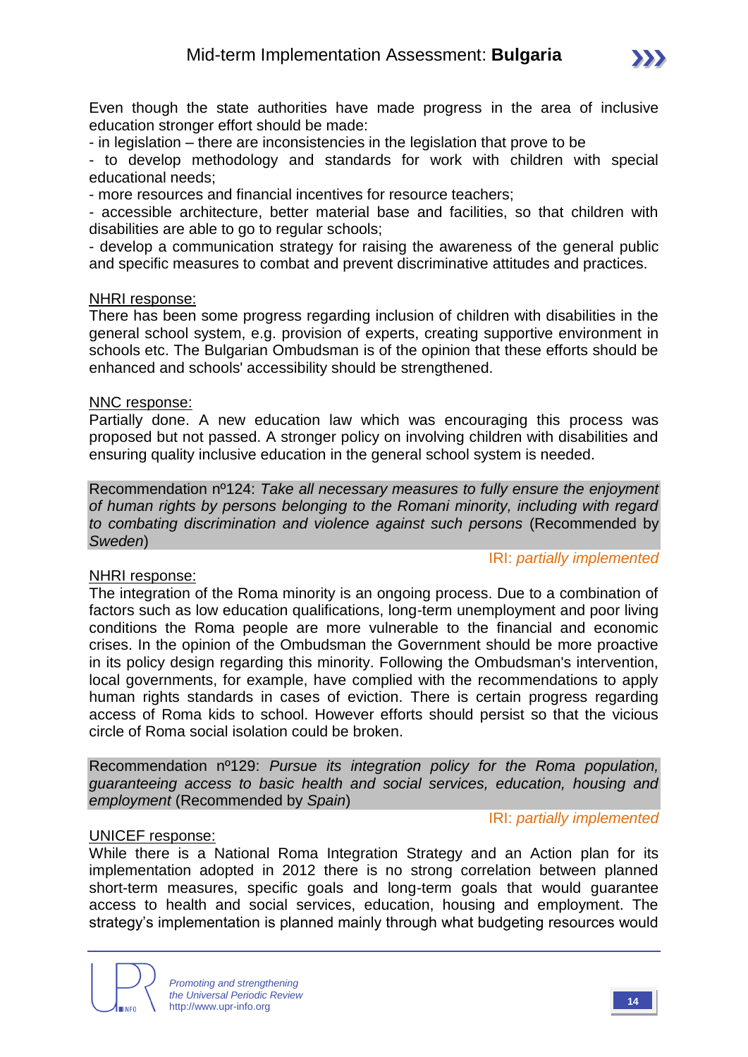Even though the state authorities have made progress in the area of inclusive education stronger effort should be made:

- in legislation – there are inconsistencies in the legislation that prove to be
- to develop methodology and standards for work with children with special educational needs;
- more resources and financial incentives for resource teachers;
- accessible architecture, better material base and facilities, so that children with disabilities are able to go to regular schools;
- develop a communication strategy for raising the awareness of the general public and specific measures to combat and prevent discriminative attitudes and practices.

NHRI response:
There has been some progress regarding inclusion of children with disabilities in the general school system, e.g. provision of experts, creating supportive environment in schools etc. The Bulgarian Ombudsman is of the opinion that these efforts should be enhanced and schools' accessibility should be strengthened.

NNC response:
Partially done. A new education law which was encouraging this process was proposed but not passed. A stronger policy on involving children with disabilities and ensuring quality inclusive education in the general school system is needed.

Recommendation nº124: *Take all necessary measures to fully ensure the enjoyment of human rights by persons belonging to the Romani minority, including with regard to combating discrimination and violence against such persons* (Recommended by *Sweden*)

IRI: *partially implemented*

NHRI response:
The integration of the Roma minority is an ongoing process. Due to a combination of factors such as low education qualifications, long-term unemployment and poor living conditions the Roma people are more vulnerable to the financial and economic crises. In the opinion of the Ombudsman the Government should be more proactive in its policy design regarding this minority. Following the Ombudsman's intervention, local governments, for example, have complied with the recommendations to apply human rights standards in cases of eviction. There is certain progress regarding access of Roma kids to school. However efforts should persist so that the vicious circle of Roma social isolation could be broken.

Recommendation nº129: *Pursue its integration policy for the Roma population, guaranteeing access to basic health and social services, education, housing and employment* (Recommended by *Spain*)

IRI: *partially implemented*

UNICEF response:
While there is a National Roma Integration Strategy and an Action plan for its implementation adopted in 2012 there is no strong correlation between planned short-term measures, specific goals and long-term goals that would guarantee access to health and social services, education, housing and employment. The strategy's implementation is planned mainly through what budgeting resources would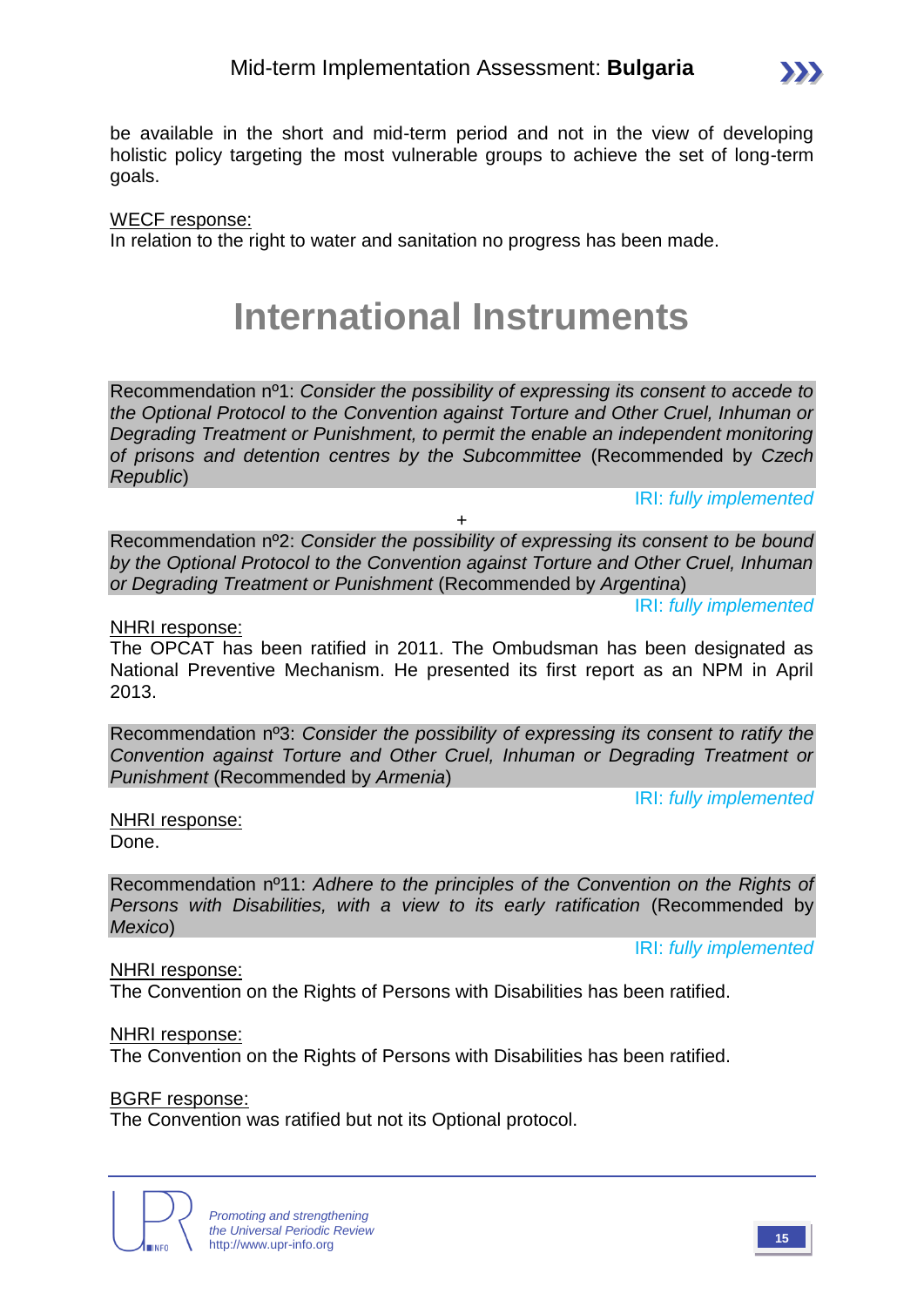be available in the short and mid-term period and not in the view of developing holistic policy targeting the most vulnerable groups to achieve the set of long-term goals.

WECF response:
In relation to the right to water and sanitation no progress has been made.

# International Instruments

Recommendation nº1: *Consider the possibility of expressing its consent to accede to the Optional Protocol to the Convention against Torture and Other Cruel, Inhuman or Degrading Treatment or Punishment, to permit the enable an independent monitoring of prisons and detention centres by the Subcommittee* (Recommended by *Czech Republic*)

IRI: *fully implemented*

+

Recommendation nº2: *Consider the possibility of expressing its consent to be bound by the Optional Protocol to the Convention against Torture and Other Cruel, Inhuman or Degrading Treatment or Punishment* (Recommended by *Argentina*)

IRI: *fully implemented*

NHRI response:
The OPCAT has been ratified in 2011. The Ombudsman has been designated as National Preventive Mechanism. He presented its first report as an NPM in April 2013.

Recommendation nº3: *Consider the possibility of expressing its consent to ratify the Convention against Torture and Other Cruel, Inhuman or Degrading Treatment or Punishment* (Recommended by *Armenia*)

IRI: *fully implemented*

NHRI response:
Done.

Recommendation nº11: *Adhere to the principles of the Convention on the Rights of Persons with Disabilities, with a view to its early ratification* (Recommended by *Mexico*)

IRI: *fully implemented*

NHRI response:
The Convention on the Rights of Persons with Disabilities has been ratified.

NHRI response:
The Convention on the Rights of Persons with Disabilities has been ratified.

BGRF response:
The Convention was ratified but not its Optional protocol.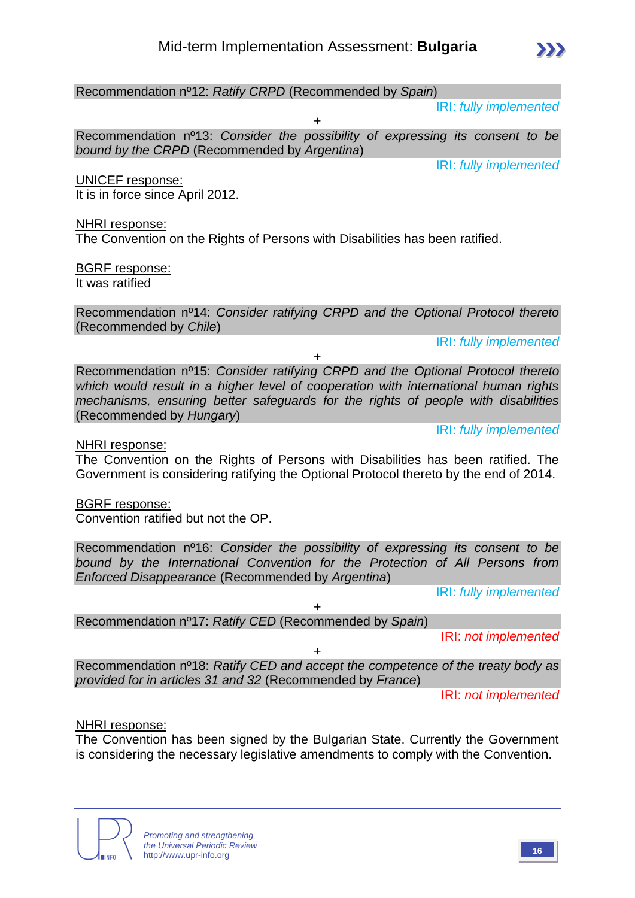Recommendation nº12: *Ratify CRPD* (Recommended by *Spain*)

IRI: *fully implemented*

+

Recommendation nº13: *Consider the possibility of expressing its consent to be bound by the CRPD* (Recommended by *Argentina*)

IRI: *fully implemented*

UNICEF response:
It is in force since April 2012.

NHRI response:
The Convention on the Rights of Persons with Disabilities has been ratified.

BGRF response:
It was ratified

Recommendation nº14: *Consider ratifying CRPD and the Optional Protocol thereto* (Recommended by *Chile*)

IRI: *fully implemented*

+

Recommendation nº15: *Consider ratifying CRPD and the Optional Protocol thereto which would result in a higher level of cooperation with international human rights mechanisms, ensuring better safeguards for the rights of people with disabilities* (Recommended by *Hungary*)

IRI: *fully implemented*

NHRI response:
The Convention on the Rights of Persons with Disabilities has been ratified. The Government is considering ratifying the Optional Protocol thereto by the end of 2014.

BGRF response:
Convention ratified but not the OP.

Recommendation nº16: *Consider the possibility of expressing its consent to be bound by the International Convention for the Protection of All Persons from Enforced Disappearance* (Recommended by *Argentina*)

IRI: *fully implemented*

+

Recommendation nº17: *Ratify CED* (Recommended by *Spain*)

IRI: *not implemented*

+

Recommendation nº18: *Ratify CED and accept the competence of the treaty body as provided for in articles 31 and 32* (Recommended by *France*)

IRI: *not implemented*

NHRI response:
The Convention has been signed by the Bulgarian State. Currently the Government is considering the necessary legislative amendments to comply with the Convention.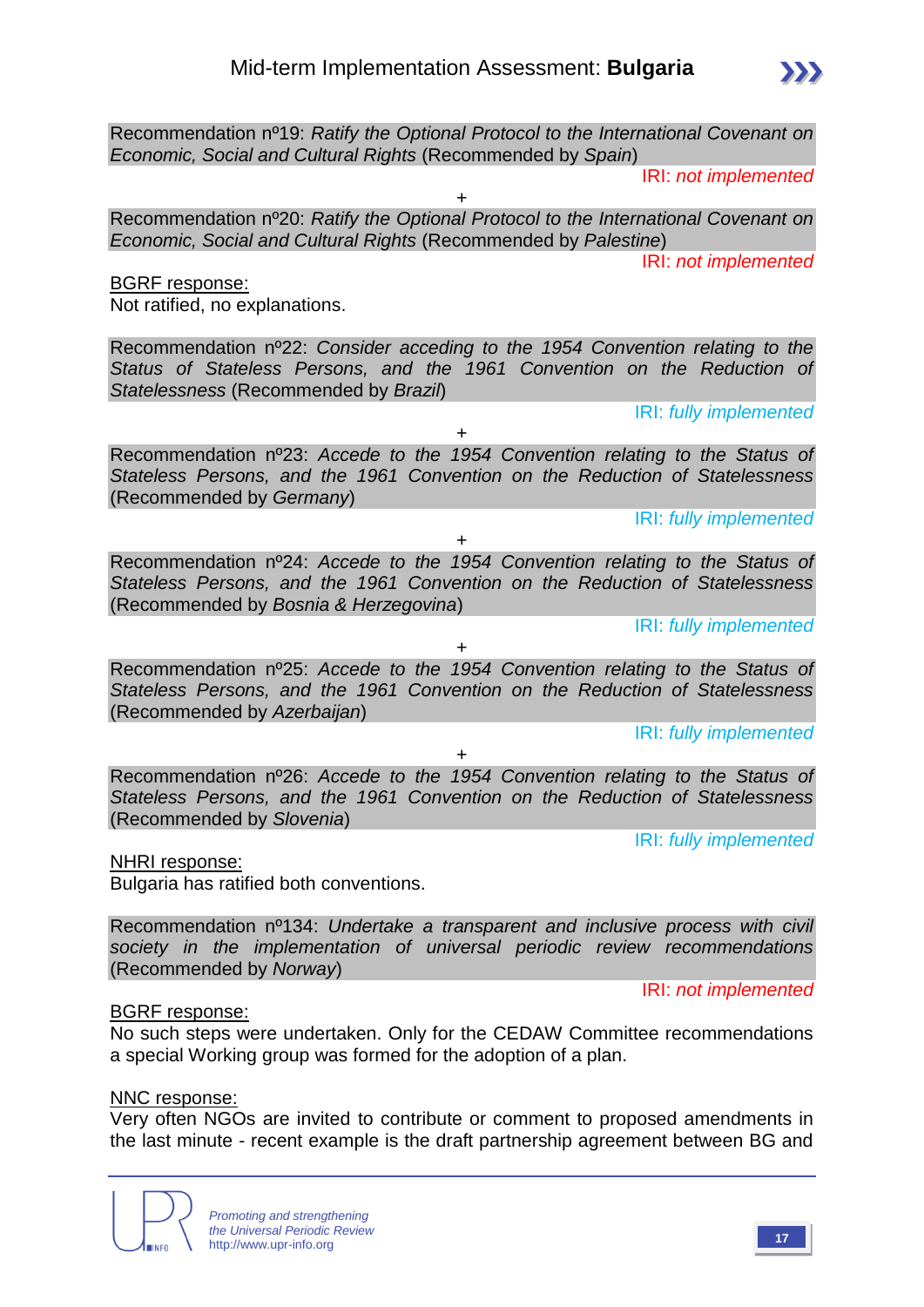Recommendation nº19: *Ratify the Optional Protocol to the International Covenant on Economic, Social and Cultural Rights* (Recommended by *Spain*)

IRI: *not implemented*

+

Recommendation nº20: *Ratify the Optional Protocol to the International Covenant on Economic, Social and Cultural Rights* (Recommended by *Palestine*)

IRI: *not implemented*

BGRF response:
Not ratified, no explanations.

Recommendation nº22: *Consider acceding to the 1954 Convention relating to the Status of Stateless Persons, and the 1961 Convention on the Reduction of Statelessness* (Recommended by *Brazil*)

IRI: *fully implemented*

+

Recommendation nº23: *Accede to the 1954 Convention relating to the Status of Stateless Persons, and the 1961 Convention on the Reduction of Statelessness* (Recommended by *Germany*)

IRI: *fully implemented*

+

Recommendation nº24: *Accede to the 1954 Convention relating to the Status of Stateless Persons, and the 1961 Convention on the Reduction of Statelessness* (Recommended by *Bosnia & Herzegovina*)

IRI: *fully implemented*

+

Recommendation nº25: *Accede to the 1954 Convention relating to the Status of Stateless Persons, and the 1961 Convention on the Reduction of Statelessness* (Recommended by *Azerbaijan*)

IRI: *fully implemented*

+

Recommendation nº26: *Accede to the 1954 Convention relating to the Status of Stateless Persons, and the 1961 Convention on the Reduction of Statelessness* (Recommended by *Slovenia*)

IRI: *fully implemented*

NHRI response:
Bulgaria has ratified both conventions.

Recommendation nº134: *Undertake a transparent and inclusive process with civil society in the implementation of universal periodic review recommendations* (Recommended by *Norway*)

IRI: *not implemented*

BGRF response:
No such steps were undertaken. Only for the CEDAW Committee recommendations a special Working group was formed for the adoption of a plan.

NNC response:
Very often NGOs are invited to contribute or comment to proposed amendments in the last minute - recent example is the draft partnership agreement between BG and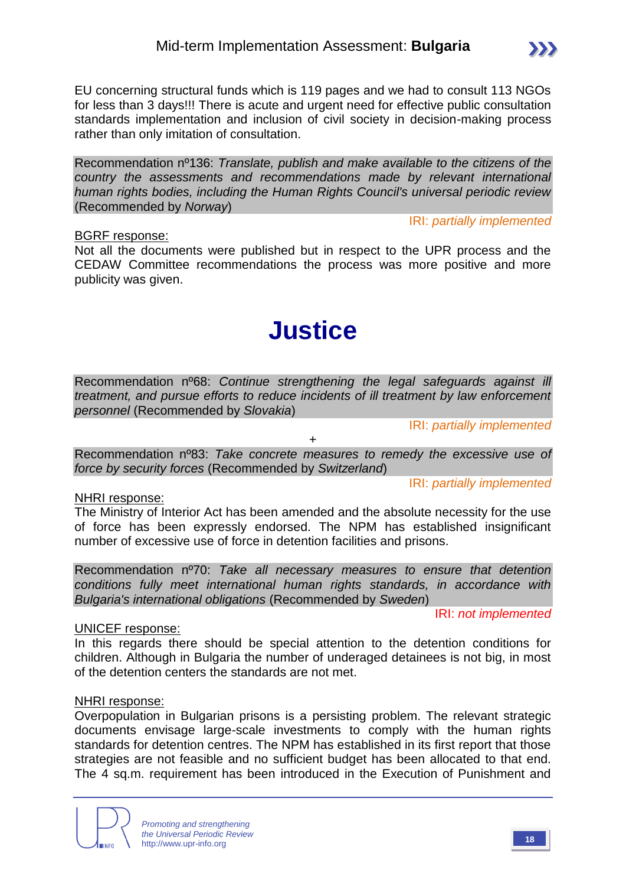EU concerning structural funds which is 119 pages and we had to consult 113 NGOs for less than 3 days!!! There is acute and urgent need for effective public consultation standards implementation and inclusion of civil society in decision-making process rather than only imitation of consultation.

Recommendation nº136: *Translate, publish and make available to the citizens of the country the assessments and recommendations made by relevant international human rights bodies, including the Human Rights Council's universal periodic review* (Recommended by *Norway*)

IRI: *partially implemented*

BGRF response:

Not all the documents were published but in respect to the UPR process and the CEDAW Committee recommendations the process was more positive and more publicity was given.

# Justice

Recommendation nº68: *Continue strengthening the legal safeguards against ill treatment, and pursue efforts to reduce incidents of ill treatment by law enforcement personnel* (Recommended by *Slovakia*)

IRI: *partially implemented*

+

Recommendation nº83: *Take concrete measures to remedy the excessive use of force by security forces* (Recommended by *Switzerland*)

IRI: *partially implemented*

NHRI response:

The Ministry of Interior Act has been amended and the absolute necessity for the use of force has been expressly endorsed. The NPM has established insignificant number of excessive use of force in detention facilities and prisons.

Recommendation nº70: *Take all necessary measures to ensure that detention conditions fully meet international human rights standards, in accordance with Bulgaria's international obligations* (Recommended by *Sweden*)

IRI: *not implemented*

UNICEF response:

In this regards there should be special attention to the detention conditions for children. Although in Bulgaria the number of underaged detainees is not big, in most of the detention centers the standards are not met.

NHRI response:

Overpopulation in Bulgarian prisons is a persisting problem. The relevant strategic documents envisage large-scale investments to comply with the human rights standards for detention centres. The NPM has established in its first report that those strategies are not feasible and no sufficient budget has been allocated to that end. The 4 sq.m. requirement has been introduced in the Execution of Punishment and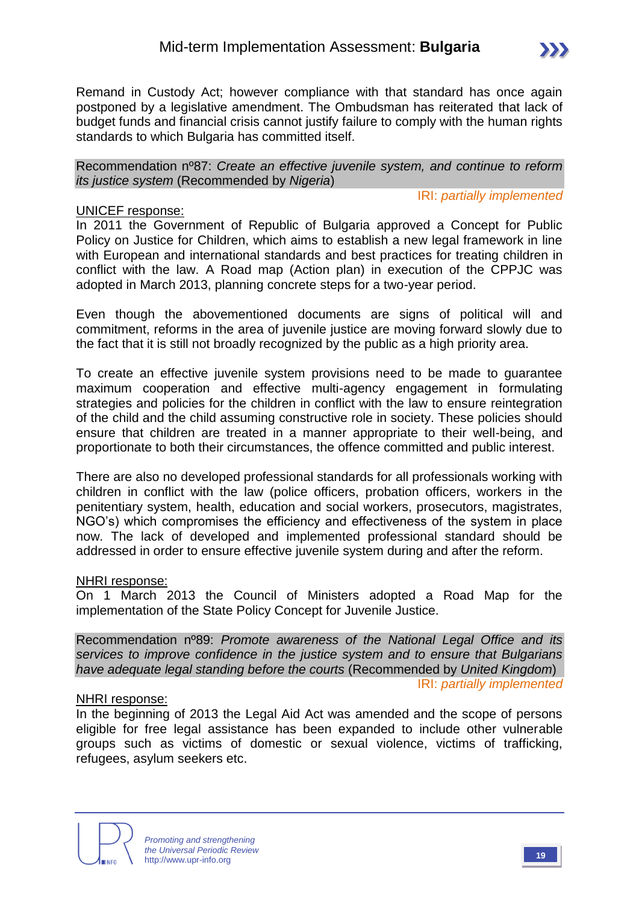Remand in Custody Act; however compliance with that standard has once again postponed by a legislative amendment. The Ombudsman has reiterated that lack of budget funds and financial crisis cannot justify failure to comply with the human rights standards to which Bulgaria has committed itself.

Recommendation nº87: *Create an effective juvenile system, and continue to reform its justice system* (Recommended by *Nigeria*)

IRI: *partially implemented*

UNICEF response:

In 2011 the Government of Republic of Bulgaria approved a Concept for Public Policy on Justice for Children, which aims to establish a new legal framework in line with European and international standards and best practices for treating children in conflict with the law. A Road map (Action plan) in execution of the CPPJC was adopted in March 2013, planning concrete steps for a two-year period.

Even though the abovementioned documents are signs of political will and commitment, reforms in the area of juvenile justice are moving forward slowly due to the fact that it is still not broadly recognized by the public as a high priority area.

To create an effective juvenile system provisions need to be made to guarantee maximum cooperation and effective multi-agency engagement in formulating strategies and policies for the children in conflict with the law to ensure reintegration of the child and the child assuming constructive role in society. These policies should ensure that children are treated in a manner appropriate to their well-being, and proportionate to both their circumstances, the offence committed and public interest.

There are also no developed professional standards for all professionals working with children in conflict with the law (police officers, probation officers, workers in the penitentiary system, health, education and social workers, prosecutors, magistrates, NGO's) which compromises the efficiency and effectiveness of the system in place now. The lack of developed and implemented professional standard should be addressed in order to ensure effective juvenile system during and after the reform.

NHRI response:

On 1 March 2013 the Council of Ministers adopted a Road Map for the implementation of the State Policy Concept for Juvenile Justice.

Recommendation nº89: *Promote awareness of the National Legal Office and its services to improve confidence in the justice system and to ensure that Bulgarians have adequate legal standing before the courts* (Recommended by *United Kingdom*)

IRI: *partially implemented*

NHRI response:

In the beginning of 2013 the Legal Aid Act was amended and the scope of persons eligible for free legal assistance has been expanded to include other vulnerable groups such as victims of domestic or sexual violence, victims of trafficking, refugees, asylum seekers etc.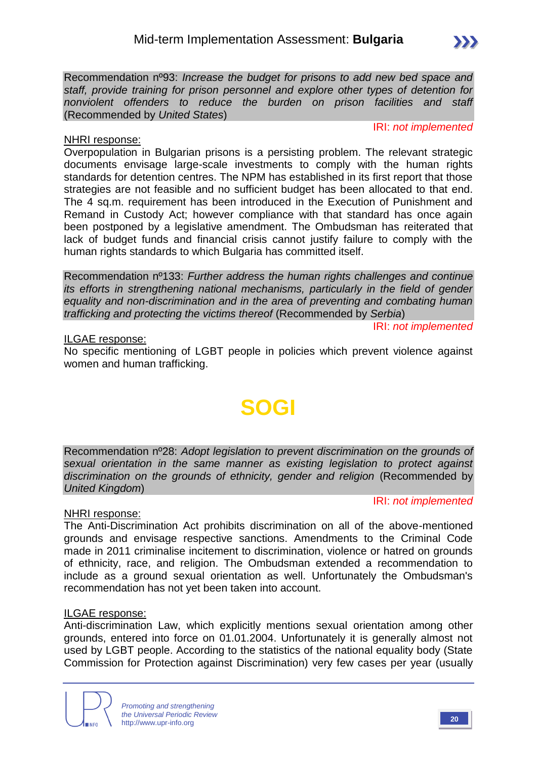Recommendation nº93: *Increase the budget for prisons to add new bed space and staff, provide training for prison personnel and explore other types of detention for nonviolent offenders to reduce the burden on prison facilities and staff* (Recommended by *United States*)

IRI: *not implemented*

NHRI response:

Overpopulation in Bulgarian prisons is a persisting problem. The relevant strategic documents envisage large-scale investments to comply with the human rights standards for detention centres. The NPM has established in its first report that those strategies are not feasible and no sufficient budget has been allocated to that end. The 4 sq.m. requirement has been introduced in the Execution of Punishment and Remand in Custody Act; however compliance with that standard has once again been postponed by a legislative amendment. The Ombudsman has reiterated that lack of budget funds and financial crisis cannot justify failure to comply with the human rights standards to which Bulgaria has committed itself.

Recommendation nº133: *Further address the human rights challenges and continue its efforts in strengthening national mechanisms, particularly in the field of gender equality and non-discrimination and in the area of preventing and combating human trafficking and protecting the victims thereof* (Recommended by *Serbia*)

IRI: *not implemented*

ILGAE response:

No specific mentioning of LGBT people in policies which prevent violence against women and human trafficking.

# SOGI

Recommendation nº28: *Adopt legislation to prevent discrimination on the grounds of sexual orientation in the same manner as existing legislation to protect against discrimination on the grounds of ethnicity, gender and religion* (Recommended by *United Kingdom*)

IRI: *not implemented*

NHRI response:

The Anti-Discrimination Act prohibits discrimination on all of the above-mentioned grounds and envisage respective sanctions. Amendments to the Criminal Code made in 2011 criminalise incitement to discrimination, violence or hatred on grounds of ethnicity, race, and religion. The Ombudsman extended a recommendation to include as a ground sexual orientation as well. Unfortunately the Ombudsman's recommendation has not yet been taken into account.

ILGAE response:

Anti-discrimination Law, which explicitly mentions sexual orientation among other grounds, entered into force on 01.01.2004. Unfortunately it is generally almost not used by LGBT people. According to the statistics of the national equality body (State Commission for Protection against Discrimination) very few cases per year (usually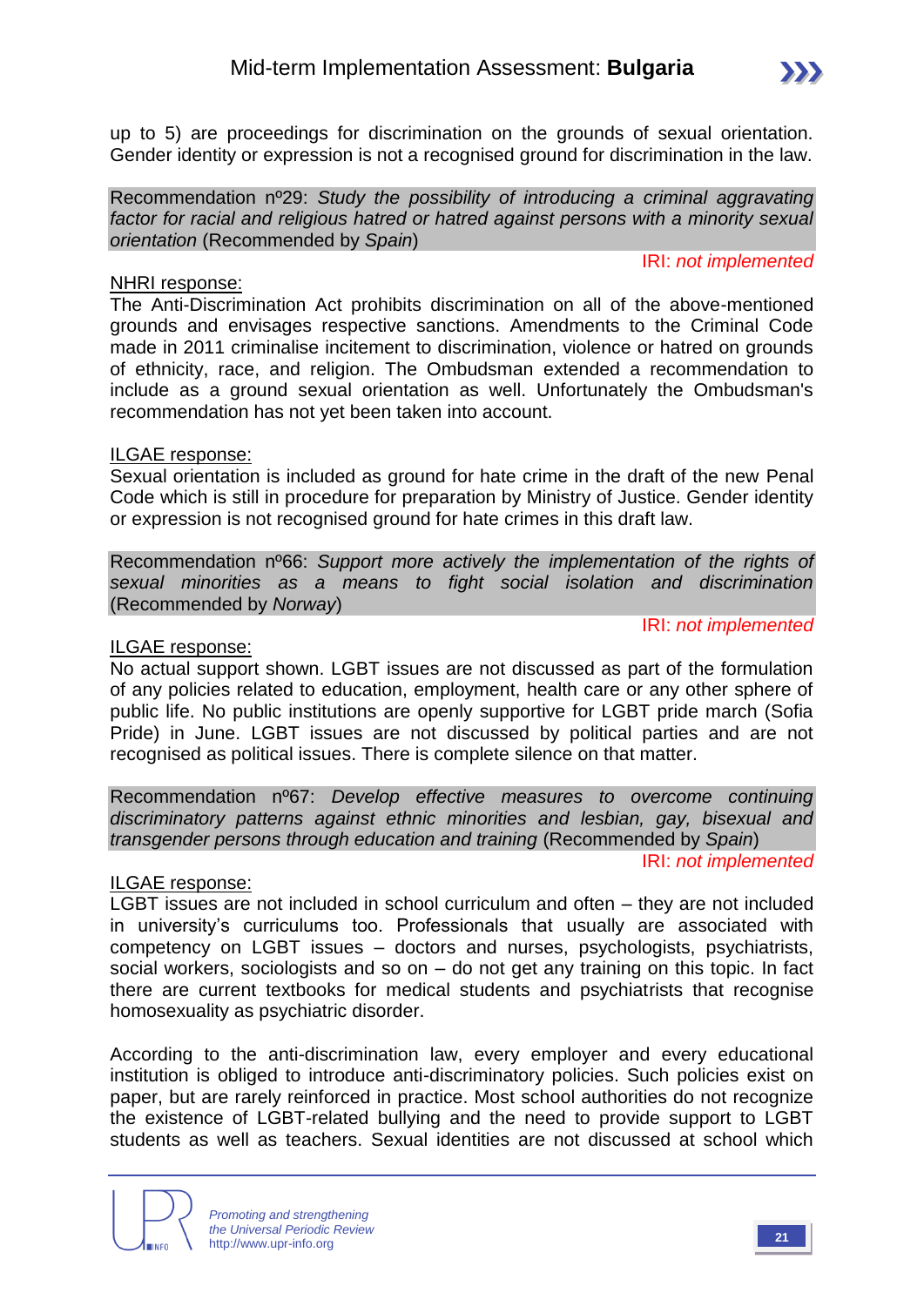up to 5) are proceedings for discrimination on the grounds of sexual orientation. Gender identity or expression is not a recognised ground for discrimination in the law.

Recommendation nº29: *Study the possibility of introducing a criminal aggravating factor for racial and religious hatred or hatred against persons with a minority sexual orientation* (Recommended by *Spain*)

IRI: *not implemented*

NHRI response:

The Anti-Discrimination Act prohibits discrimination on all of the above-mentioned grounds and envisages respective sanctions. Amendments to the Criminal Code made in 2011 criminalise incitement to discrimination, violence or hatred on grounds of ethnicity, race, and religion. The Ombudsman extended a recommendation to include as a ground sexual orientation as well. Unfortunately the Ombudsman's recommendation has not yet been taken into account.

ILGAE response:

Sexual orientation is included as ground for hate crime in the draft of the new Penal Code which is still in procedure for preparation by Ministry of Justice. Gender identity or expression is not recognised ground for hate crimes in this draft law.

Recommendation nº66: *Support more actively the implementation of the rights of sexual minorities as a means to fight social isolation and discrimination* (Recommended by *Norway*)

IRI: *not implemented*

ILGAE response:

No actual support shown. LGBT issues are not discussed as part of the formulation of any policies related to education, employment, health care or any other sphere of public life. No public institutions are openly supportive for LGBT pride march (Sofia Pride) in June. LGBT issues are not discussed by political parties and are not recognised as political issues. There is complete silence on that matter.

Recommendation nº67: *Develop effective measures to overcome continuing discriminatory patterns against ethnic minorities and lesbian, gay, bisexual and transgender persons through education and training* (Recommended by *Spain*)

IRI: *not implemented*

ILGAE response:

LGBT issues are not included in school curriculum and often – they are not included in university's curriculums too. Professionals that usually are associated with competency on LGBT issues – doctors and nurses, psychologists, psychiatrists, social workers, sociologists and so on – do not get any training on this topic. In fact there are current textbooks for medical students and psychiatrists that recognise homosexuality as psychiatric disorder.

According to the anti-discrimination law, every employer and every educational institution is obliged to introduce anti-discriminatory policies. Such policies exist on paper, but are rarely reinforced in practice. Most school authorities do not recognize the existence of LGBT-related bullying and the need to provide support to LGBT students as well as teachers. Sexual identities are not discussed at school which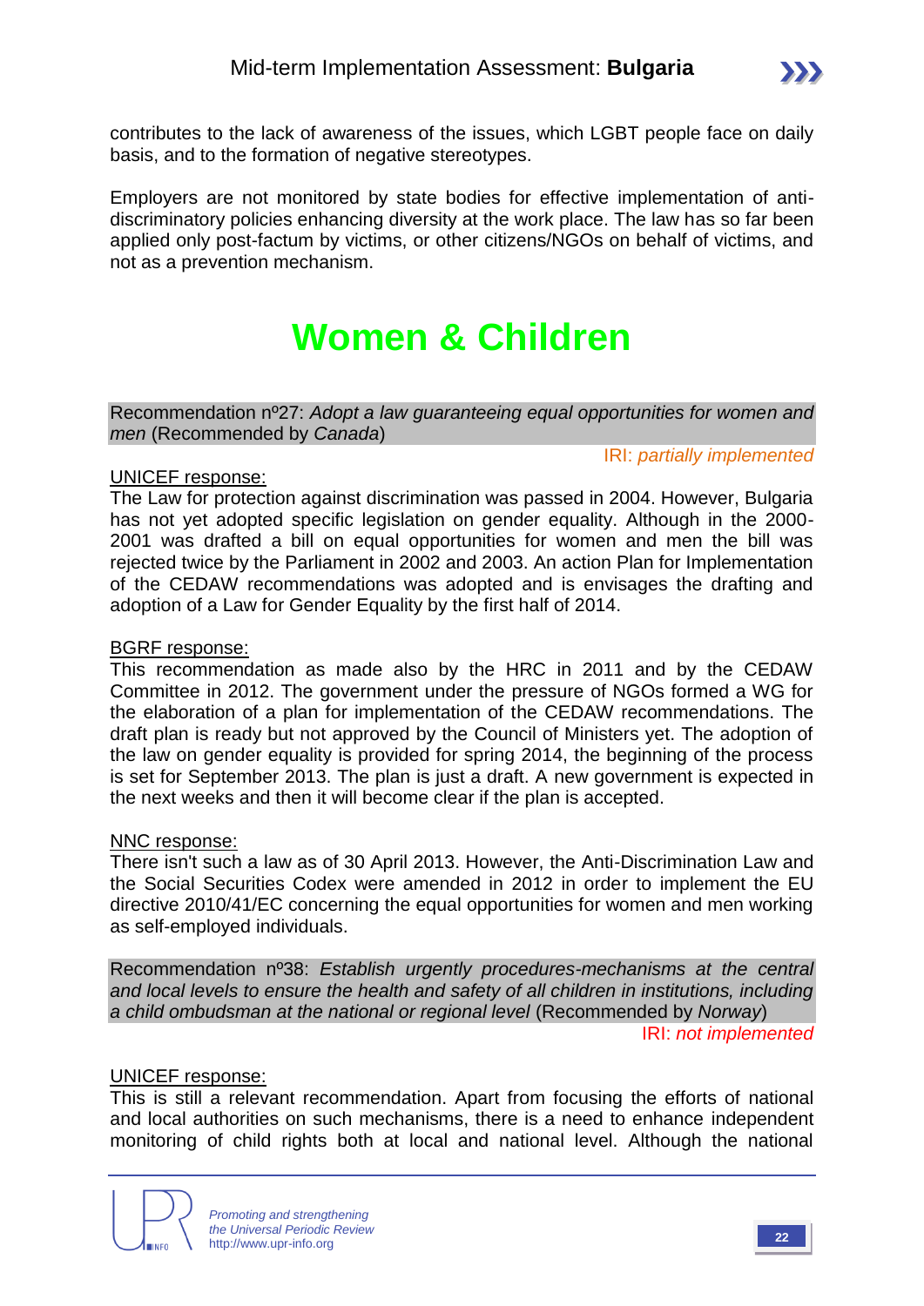contributes to the lack of awareness of the issues, which LGBT people face on daily basis, and to the formation of negative stereotypes.

Employers are not monitored by state bodies for effective implementation of anti-discriminatory policies enhancing diversity at the work place. The law has so far been applied only post-factum by victims, or other citizens/NGOs on behalf of victims, and not as a prevention mechanism.

# Women & Children

Recommendation nº27: *Adopt a law guaranteeing equal opportunities for women and men* (Recommended by *Canada*)

IRI: *partially implemented*

UNICEF response:
The Law for protection against discrimination was passed in 2004. However, Bulgaria has not yet adopted specific legislation on gender equality. Although in the 2000-2001 was drafted a bill on equal opportunities for women and men the bill was rejected twice by the Parliament in 2002 and 2003. An action Plan for Implementation of the CEDAW recommendations was adopted and is envisages the drafting and adoption of a Law for Gender Equality by the first half of 2014.

BGRF response:
This recommendation as made also by the HRC in 2011 and by the CEDAW Committee in 2012. The government under the pressure of NGOs formed a WG for the elaboration of a plan for implementation of the CEDAW recommendations. The draft plan is ready but not approved by the Council of Ministers yet. The adoption of the law on gender equality is provided for spring 2014, the beginning of the process is set for September 2013. The plan is just a draft. A new government is expected in the next weeks and then it will become clear if the plan is accepted.

NNC response:
There isn't such a law as of 30 April 2013. However, the Anti-Discrimination Law and the Social Securities Codex were amended in 2012 in order to implement the EU directive 2010/41/EC concerning the equal opportunities for women and men working as self-employed individuals.

Recommendation nº38: *Establish urgently procedures-mechanisms at the central and local levels to ensure the health and safety of all children in institutions, including a child ombudsman at the national or regional level* (Recommended by *Norway*)

IRI: *not implemented*

UNICEF response:
This is still a relevant recommendation. Apart from focusing the efforts of national and local authorities on such mechanisms, there is a need to enhance independent monitoring of child rights both at local and national level. Although the national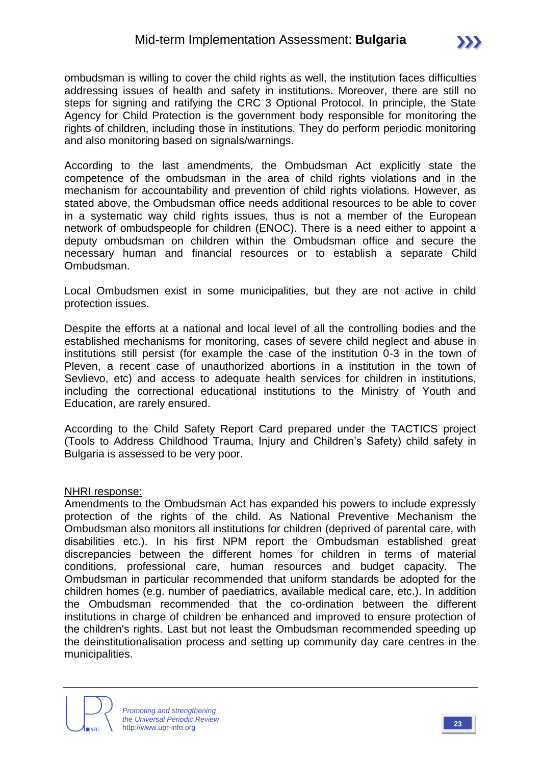ombudsman is willing to cover the child rights as well, the institution faces difficulties addressing issues of health and safety in institutions. Moreover, there are still no steps for signing and ratifying the CRC 3 Optional Protocol. In principle, the State Agency for Child Protection is the government body responsible for monitoring the rights of children, including those in institutions. They do perform periodic monitoring and also monitoring based on signals/warnings.

According to the last amendments, the Ombudsman Act explicitly state the competence of the ombudsman in the area of child rights violations and in the mechanism for accountability and prevention of child rights violations. However, as stated above, the Ombudsman office needs additional resources to be able to cover in a systematic way child rights issues, thus is not a member of the European network of ombudspeople for children (ENOC). There is a need either to appoint a deputy ombudsman on children within the Ombudsman office and secure the necessary human and financial resources or to establish a separate Child Ombudsman.

Local Ombudsmen exist in some municipalities, but they are not active in child protection issues.

Despite the efforts at a national and local level of all the controlling bodies and the established mechanisms for monitoring, cases of severe child neglect and abuse in institutions still persist (for example the case of the institution 0-3 in the town of Pleven, a recent case of unauthorized abortions in a institution in the town of Sevlievo, etc) and access to adequate health services for children in institutions, including the correctional educational institutions to the Ministry of Youth and Education, are rarely ensured.

According to the Child Safety Report Card prepared under the TACTICS project (Tools to Address Childhood Trauma, Injury and Children's Safety) child safety in Bulgaria is assessed to be very poor.

<u>NHRI response:</u>

Amendments to the Ombudsman Act has expanded his powers to include expressly protection of the rights of the child. As National Preventive Mechanism the Ombudsman also monitors all institutions for children (deprived of parental care, with disabilities etc.). In his first NPM report the Ombudsman established great discrepancies between the different homes for children in terms of material conditions, professional care, human resources and budget capacity. The Ombudsman in particular recommended that uniform standards be adopted for the children homes (e.g. number of paediatrics, available medical care, etc.). In addition the Ombudsman recommended that the co-ordination between the different institutions in charge of children be enhanced and improved to ensure protection of the children's rights. Last but not least the Ombudsman recommended speeding up the deinstitutionalisation process and setting up community day care centres in the municipalities.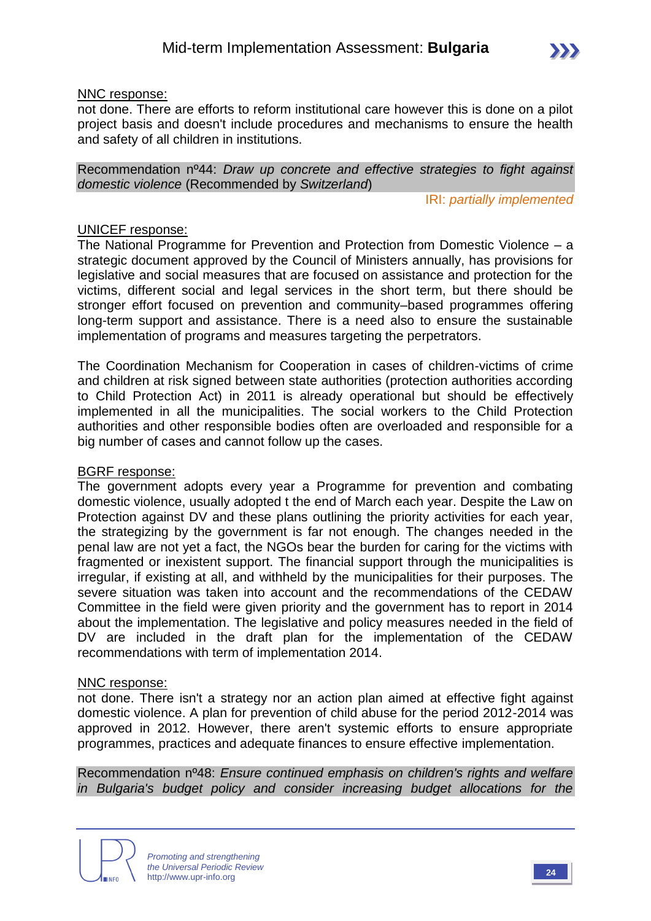NNC response:
not done. There are efforts to reform institutional care however this is done on a pilot project basis and doesn't include procedures and mechanisms to ensure the health and safety of all children in institutions.

Recommendation nº44: *Draw up concrete and effective strategies to fight against domestic violence* (Recommended by *Switzerland*)

IRI: *partially implemented*

UNICEF response:
The National Programme for Prevention and Protection from Domestic Violence – a strategic document approved by the Council of Ministers annually, has provisions for legislative and social measures that are focused on assistance and protection for the victims, different social and legal services in the short term, but there should be stronger effort focused on prevention and community–based programmes offering long-term support and assistance. There is a need also to ensure the sustainable implementation of programs and measures targeting the perpetrators.

The Coordination Mechanism for Cooperation in cases of children-victims of crime and children at risk signed between state authorities (protection authorities according to Child Protection Act) in 2011 is already operational but should be effectively implemented in all the municipalities. The social workers to the Child Protection authorities and other responsible bodies often are overloaded and responsible for a big number of cases and cannot follow up the cases.

BGRF response:
The government adopts every year a Programme for prevention and combating domestic violence, usually adopted t the end of March each year. Despite the Law on Protection against DV and these plans outlining the priority activities for each year, the strategizing by the government is far not enough. The changes needed in the penal law are not yet a fact, the NGOs bear the burden for caring for the victims with fragmented or inexistent support. The financial support through the municipalities is irregular, if existing at all, and withheld by the municipalities for their purposes. The severe situation was taken into account and the recommendations of the CEDAW Committee in the field were given priority and the government has to report in 2014 about the implementation. The legislative and policy measures needed in the field of DV are included in the draft plan for the implementation of the CEDAW recommendations with term of implementation 2014.

NNC response:
not done. There isn't a strategy nor an action plan aimed at effective fight against domestic violence. A plan for prevention of child abuse for the period 2012-2014 was approved in 2012. However, there aren't systemic efforts to ensure appropriate programmes, practices and adequate finances to ensure effective implementation.

Recommendation nº48: *Ensure continued emphasis on children's rights and welfare in Bulgaria's budget policy and consider increasing budget allocations for the*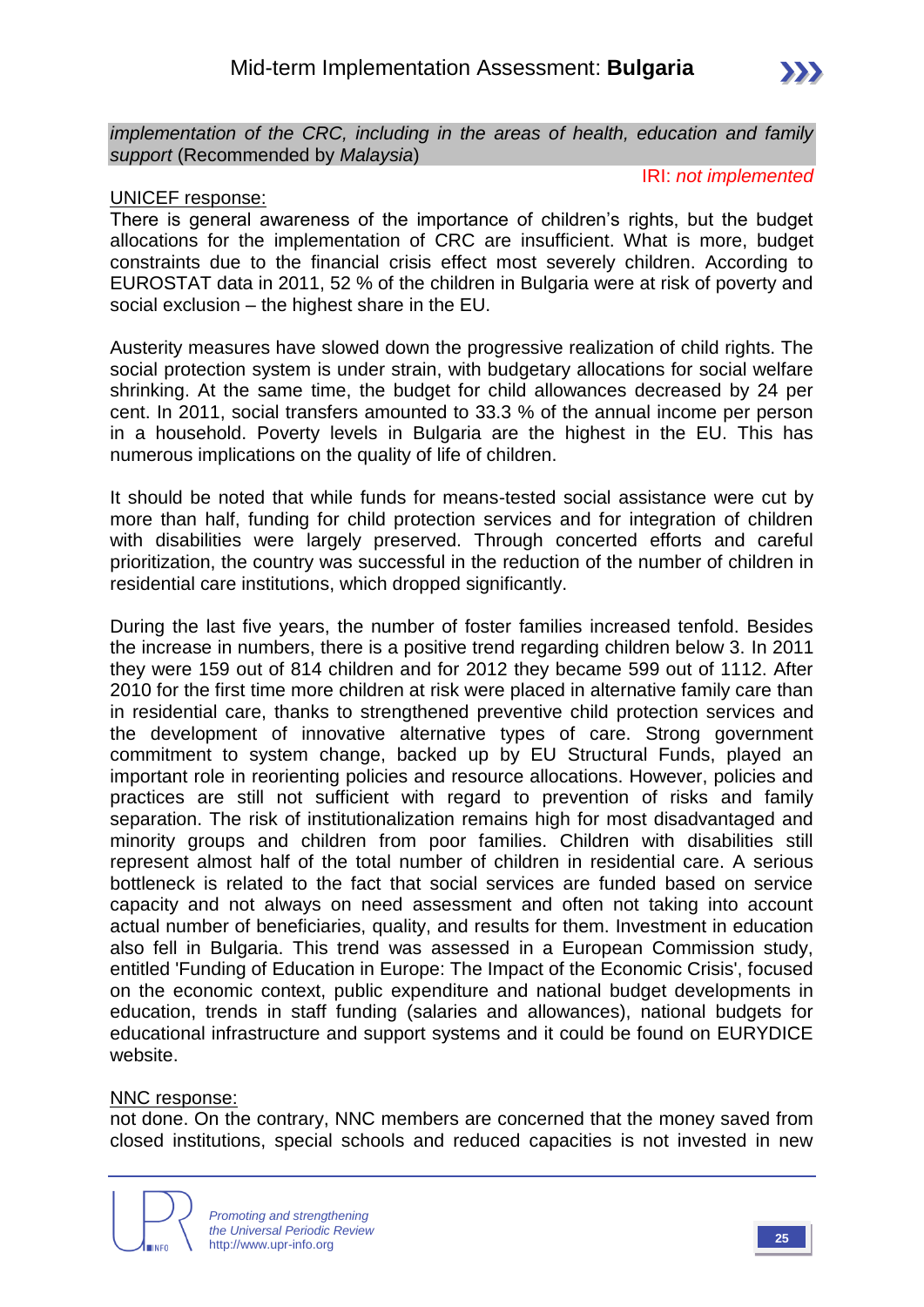*implementation of the CRC, including in the areas of health, education and family support* (Recommended by *Malaysia*)

IRI: *not implemented*

UNICEF response:

There is general awareness of the importance of children's rights, but the budget allocations for the implementation of CRC are insufficient. What is more, budget constraints due to the financial crisis effect most severely children. According to EUROSTAT data in 2011, 52 % of the children in Bulgaria were at risk of poverty and social exclusion – the highest share in the EU.

Austerity measures have slowed down the progressive realization of child rights. The social protection system is under strain, with budgetary allocations for social welfare shrinking. At the same time, the budget for child allowances decreased by 24 per cent. In 2011, social transfers amounted to 33.3 % of the annual income per person in a household. Poverty levels in Bulgaria are the highest in the EU. This has numerous implications on the quality of life of children.

It should be noted that while funds for means-tested social assistance were cut by more than half, funding for child protection services and for integration of children with disabilities were largely preserved. Through concerted efforts and careful prioritization, the country was successful in the reduction of the number of children in residential care institutions, which dropped significantly.

During the last five years, the number of foster families increased tenfold. Besides the increase in numbers, there is a positive trend regarding children below 3. In 2011 they were 159 out of 814 children and for 2012 they became 599 out of 1112. After 2010 for the first time more children at risk were placed in alternative family care than in residential care, thanks to strengthened preventive child protection services and the development of innovative alternative types of care. Strong government commitment to system change, backed up by EU Structural Funds, played an important role in reorienting policies and resource allocations. However, policies and practices are still not sufficient with regard to prevention of risks and family separation. The risk of institutionalization remains high for most disadvantaged and minority groups and children from poor families. Children with disabilities still represent almost half of the total number of children in residential care. A serious bottleneck is related to the fact that social services are funded based on service capacity and not always on need assessment and often not taking into account actual number of beneficiaries, quality, and results for them. Investment in education also fell in Bulgaria. This trend was assessed in a European Commission study, entitled 'Funding of Education in Europe: The Impact of the Economic Crisis', focused on the economic context, public expenditure and national budget developments in education, trends in staff funding (salaries and allowances), national budgets for educational infrastructure and support systems and it could be found on EURYDICE website.

NNC response:

not done. On the contrary, NNC members are concerned that the money saved from closed institutions, special schools and reduced capacities is not invested in new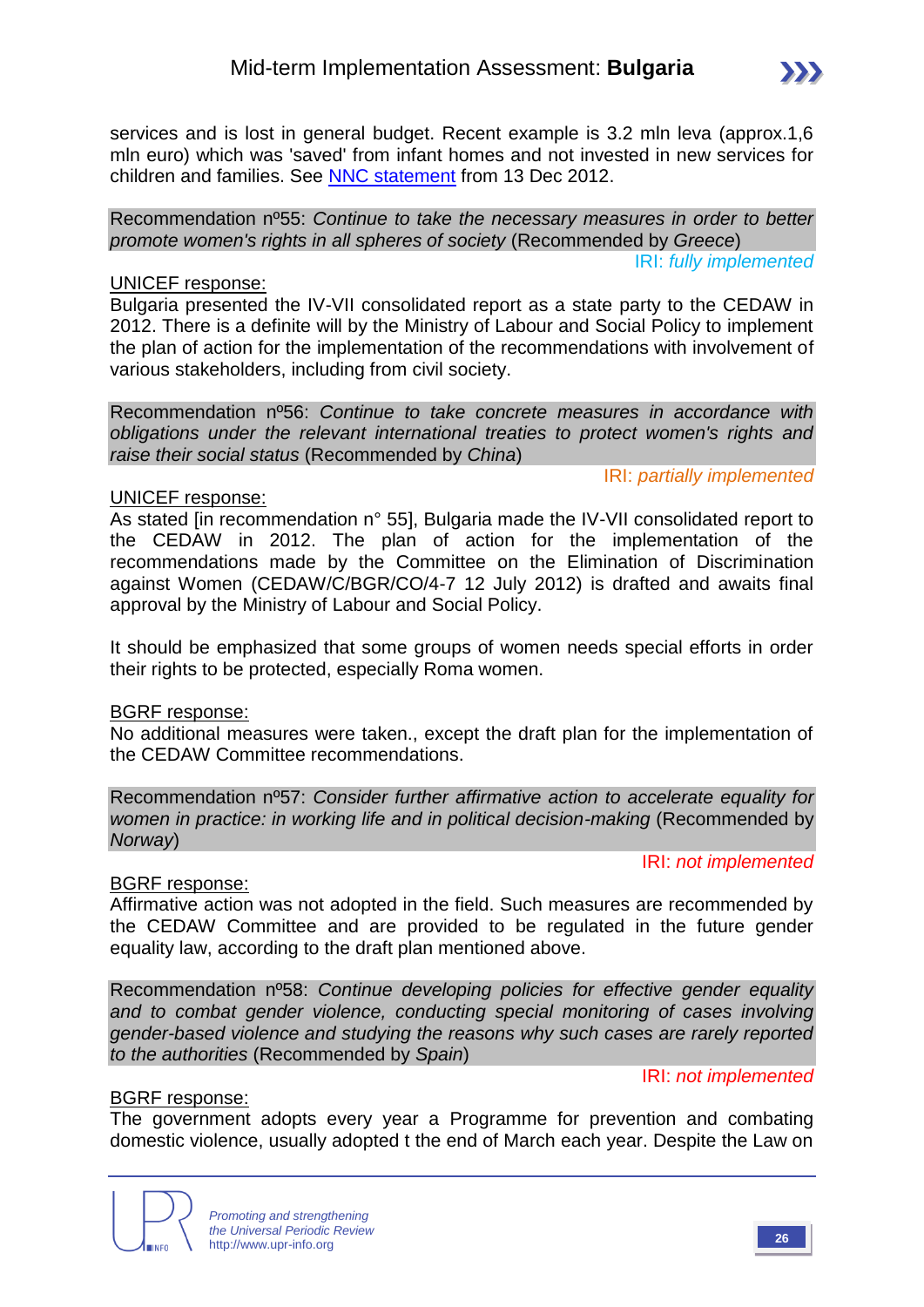services and is lost in general budget. Recent example is 3.2 mln leva (approx.1,6 mln euro) which was 'saved' from infant homes and not invested in new services for children and families. See [NNC statement] from 13 Dec 2012.

Recommendation nº55: *Continue to take the necessary measures in order to better promote women's rights in all spheres of society* (Recommended by *Greece*)

IRI: *fully implemented*

UNICEF response:

Bulgaria presented the IV-VII consolidated report as a state party to the CEDAW in 2012. There is a definite will by the Ministry of Labour and Social Policy to implement the plan of action for the implementation of the recommendations with involvement of various stakeholders, including from civil society.

Recommendation nº56: *Continue to take concrete measures in accordance with obligations under the relevant international treaties to protect women's rights and raise their social status* (Recommended by *China*)

IRI: *partially implemented*

UNICEF response:

As stated [in recommendation n° 55], Bulgaria made the IV-VII consolidated report to the CEDAW in 2012. The plan of action for the implementation of the recommendations made by the Committee on the Elimination of Discrimination against Women (CEDAW/C/BGR/CO/4-7 12 July 2012) is drafted and awaits final approval by the Ministry of Labour and Social Policy.

It should be emphasized that some groups of women needs special efforts in order their rights to be protected, especially Roma women.

BGRF response:

No additional measures were taken., except the draft plan for the implementation of the CEDAW Committee recommendations.

Recommendation nº57: *Consider further affirmative action to accelerate equality for women in practice: in working life and in political decision-making* (Recommended by *Norway*)

IRI: *not implemented*

BGRF response:

Affirmative action was not adopted in the field. Such measures are recommended by the CEDAW Committee and are provided to be regulated in the future gender equality law, according to the draft plan mentioned above.

Recommendation nº58: *Continue developing policies for effective gender equality and to combat gender violence, conducting special monitoring of cases involving gender-based violence and studying the reasons why such cases are rarely reported to the authorities* (Recommended by *Spain*)

IRI: *not implemented*

BGRF response:

The government adopts every year a Programme for prevention and combating domestic violence, usually adopted t the end of March each year. Despite the Law on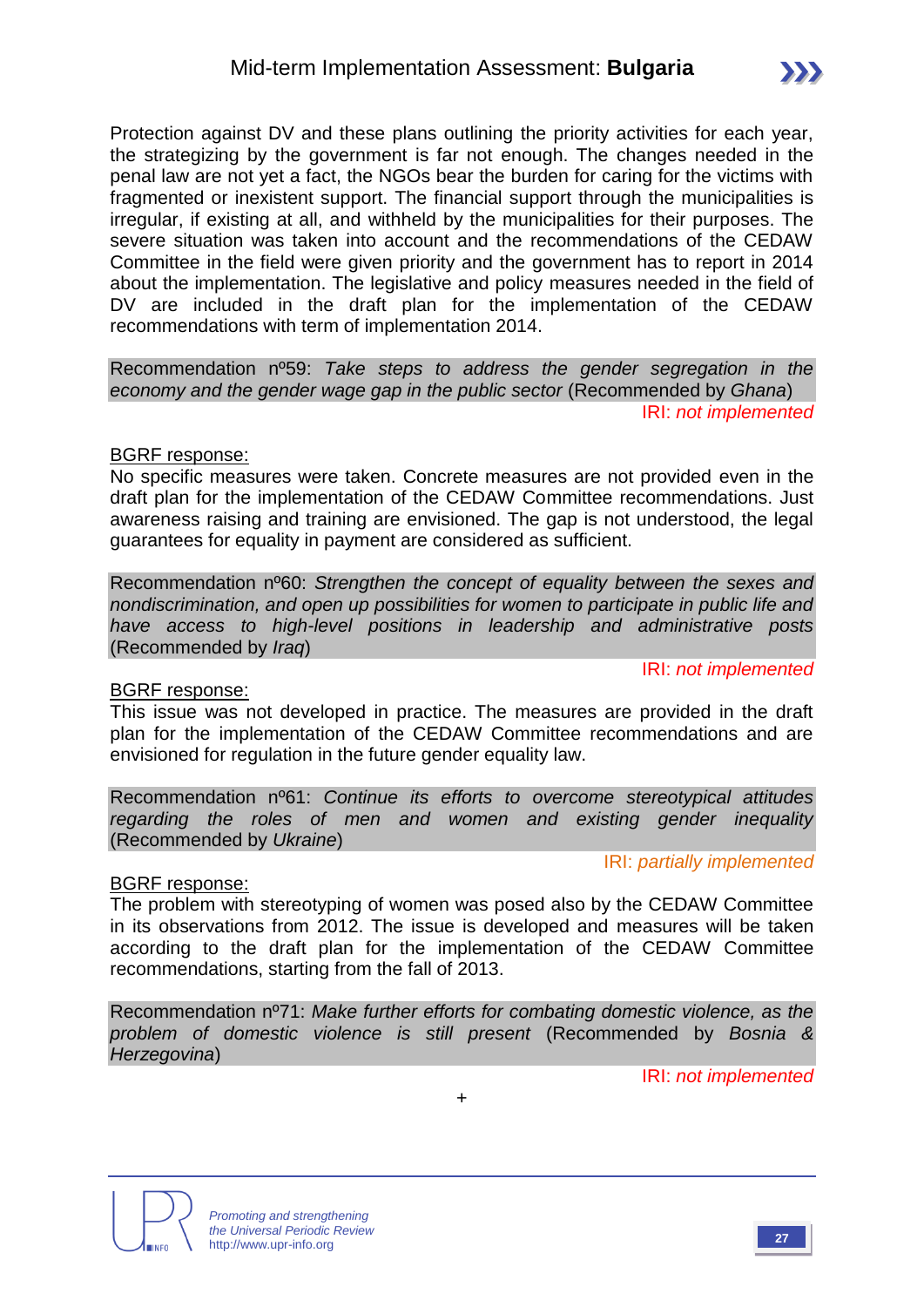Protection against DV and these plans outlining the priority activities for each year, the strategizing by the government is far not enough. The changes needed in the penal law are not yet a fact, the NGOs bear the burden for caring for the victims with fragmented or inexistent support. The financial support through the municipalities is irregular, if existing at all, and withheld by the municipalities for their purposes. The severe situation was taken into account and the recommendations of the CEDAW Committee in the field were given priority and the government has to report in 2014 about the implementation. The legislative and policy measures needed in the field of DV are included in the draft plan for the implementation of the CEDAW recommendations with term of implementation 2014.

Recommendation nº59: *Take steps to address the gender segregation in the economy and the gender wage gap in the public sector* (Recommended by *Ghana*)

IRI: *not implemented*

BGRF response:

No specific measures were taken. Concrete measures are not provided even in the draft plan for the implementation of the CEDAW Committee recommendations. Just awareness raising and training are envisioned. The gap is not understood, the legal guarantees for equality in payment are considered as sufficient.

Recommendation nº60: *Strengthen the concept of equality between the sexes and nondiscrimination, and open up possibilities for women to participate in public life and have access to high-level positions in leadership and administrative posts* (Recommended by *Iraq*)

IRI: *not implemented*

BGRF response:

This issue was not developed in practice. The measures are provided in the draft plan for the implementation of the CEDAW Committee recommendations and are envisioned for regulation in the future gender equality law.

Recommendation nº61: *Continue its efforts to overcome stereotypical attitudes regarding the roles of men and women and existing gender inequality* (Recommended by *Ukraine*)

IRI: *partially implemented*

BGRF response:

The problem with stereotyping of women was posed also by the CEDAW Committee in its observations from 2012. The issue is developed and measures will be taken according to the draft plan for the implementation of the CEDAW Committee recommendations, starting from the fall of 2013.

Recommendation nº71: *Make further efforts for combating domestic violence, as the problem of domestic violence is still present* (Recommended by *Bosnia & Herzegovina*)

IRI: *not implemented*

+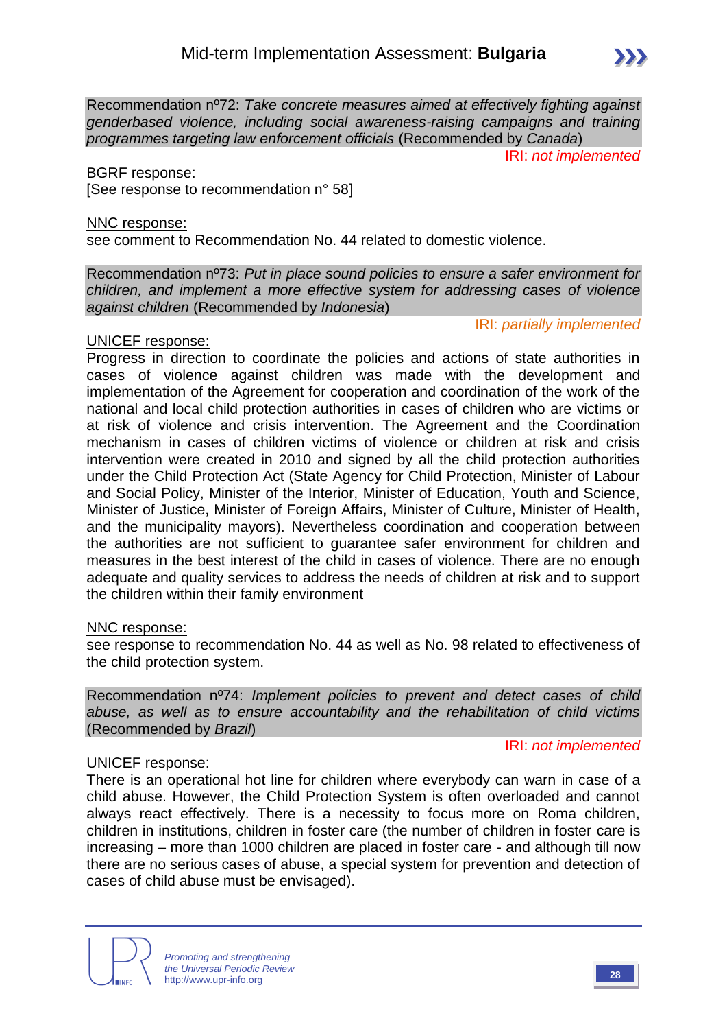Recommendation nº72: *Take concrete measures aimed at effectively fighting against genderbased violence, including social awareness-raising campaigns and training programmes targeting law enforcement officials* (Recommended by *Canada*)

IRI: *not implemented*

BGRF response:
[See response to recommendation n° 58]

NNC response:
see comment to Recommendation No. 44 related to domestic violence.

Recommendation nº73: *Put in place sound policies to ensure a safer environment for children, and implement a more effective system for addressing cases of violence against children* (Recommended by *Indonesia*)

IRI: *partially implemented*

UNICEF response:
Progress in direction to coordinate the policies and actions of state authorities in cases of violence against children was made with the development and implementation of the Agreement for cooperation and coordination of the work of the national and local child protection authorities in cases of children who are victims or at risk of violence and crisis intervention. The Agreement and the Coordination mechanism in cases of children victims of violence or children at risk and crisis intervention were created in 2010 and signed by all the child protection authorities under the Child Protection Act (State Agency for Child Protection, Minister of Labour and Social Policy, Minister of the Interior, Minister of Education, Youth and Science, Minister of Justice, Minister of Foreign Affairs, Minister of Culture, Minister of Health, and the municipality mayors). Nevertheless coordination and cooperation between the authorities are not sufficient to guarantee safer environment for children and measures in the best interest of the child in cases of violence. There are no enough adequate and quality services to address the needs of children at risk and to support the children within their family environment

NNC response:
see response to recommendation No. 44 as well as No. 98 related to effectiveness of the child protection system.

Recommendation nº74: *Implement policies to prevent and detect cases of child abuse, as well as to ensure accountability and the rehabilitation of child victims* (Recommended by *Brazil*)

IRI: *not implemented*

UNICEF response:
There is an operational hot line for children where everybody can warn in case of a child abuse. However, the Child Protection System is often overloaded and cannot always react effectively. There is a necessity to focus more on Roma children, children in institutions, children in foster care (the number of children in foster care is increasing – more than 1000 children are placed in foster care - and although till now there are no serious cases of abuse, a special system for prevention and detection of cases of child abuse must be envisaged).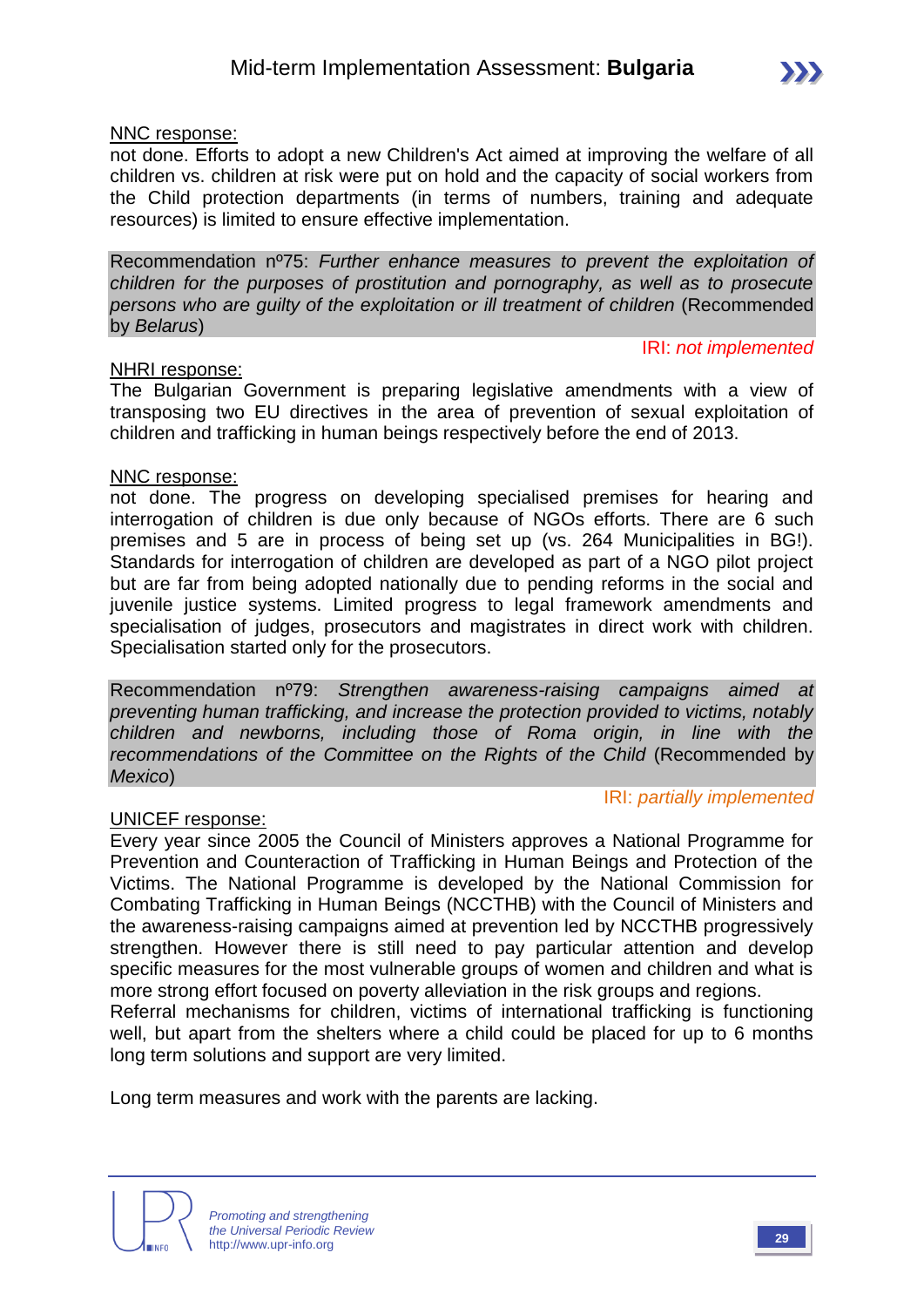NNC response:

not done. Efforts to adopt a new Children's Act aimed at improving the welfare of all children vs. children at risk were put on hold and the capacity of social workers from the Child protection departments (in terms of numbers, training and adequate resources) is limited to ensure effective implementation.

Recommendation nº75: *Further enhance measures to prevent the exploitation of children for the purposes of prostitution and pornography, as well as to prosecute persons who are guilty of the exploitation or ill treatment of children* (Recommended by *Belarus*)

IRI: *not implemented*

NHRI response:

The Bulgarian Government is preparing legislative amendments with a view of transposing two EU directives in the area of prevention of sexual exploitation of children and trafficking in human beings respectively before the end of 2013.

NNC response:

not done. The progress on developing specialised premises for hearing and interrogation of children is due only because of NGOs efforts. There are 6 such premises and 5 are in process of being set up (vs. 264 Municipalities in BG!). Standards for interrogation of children are developed as part of a NGO pilot project but are far from being adopted nationally due to pending reforms in the social and juvenile justice systems. Limited progress to legal framework amendments and specialisation of judges, prosecutors and magistrates in direct work with children. Specialisation started only for the prosecutors.

Recommendation nº79: *Strengthen awareness-raising campaigns aimed at preventing human trafficking, and increase the protection provided to victims, notably children and newborns, including those of Roma origin, in line with the recommendations of the Committee on the Rights of the Child* (Recommended by *Mexico*)

IRI: *partially implemented*

UNICEF response:

Every year since 2005 the Council of Ministers approves a National Programme for Prevention and Counteraction of Trafficking in Human Beings and Protection of the Victims. The National Programme is developed by the National Commission for Combating Trafficking in Human Beings (NCCTHB) with the Council of Ministers and the awareness-raising campaigns aimed at prevention led by NCCTHB progressively strengthen. However there is still need to pay particular attention and develop specific measures for the most vulnerable groups of women and children and what is more strong effort focused on poverty alleviation in the risk groups and regions.

Referral mechanisms for children, victims of international trafficking is functioning well, but apart from the shelters where a child could be placed for up to 6 months long term solutions and support are very limited.

Long term measures and work with the parents are lacking.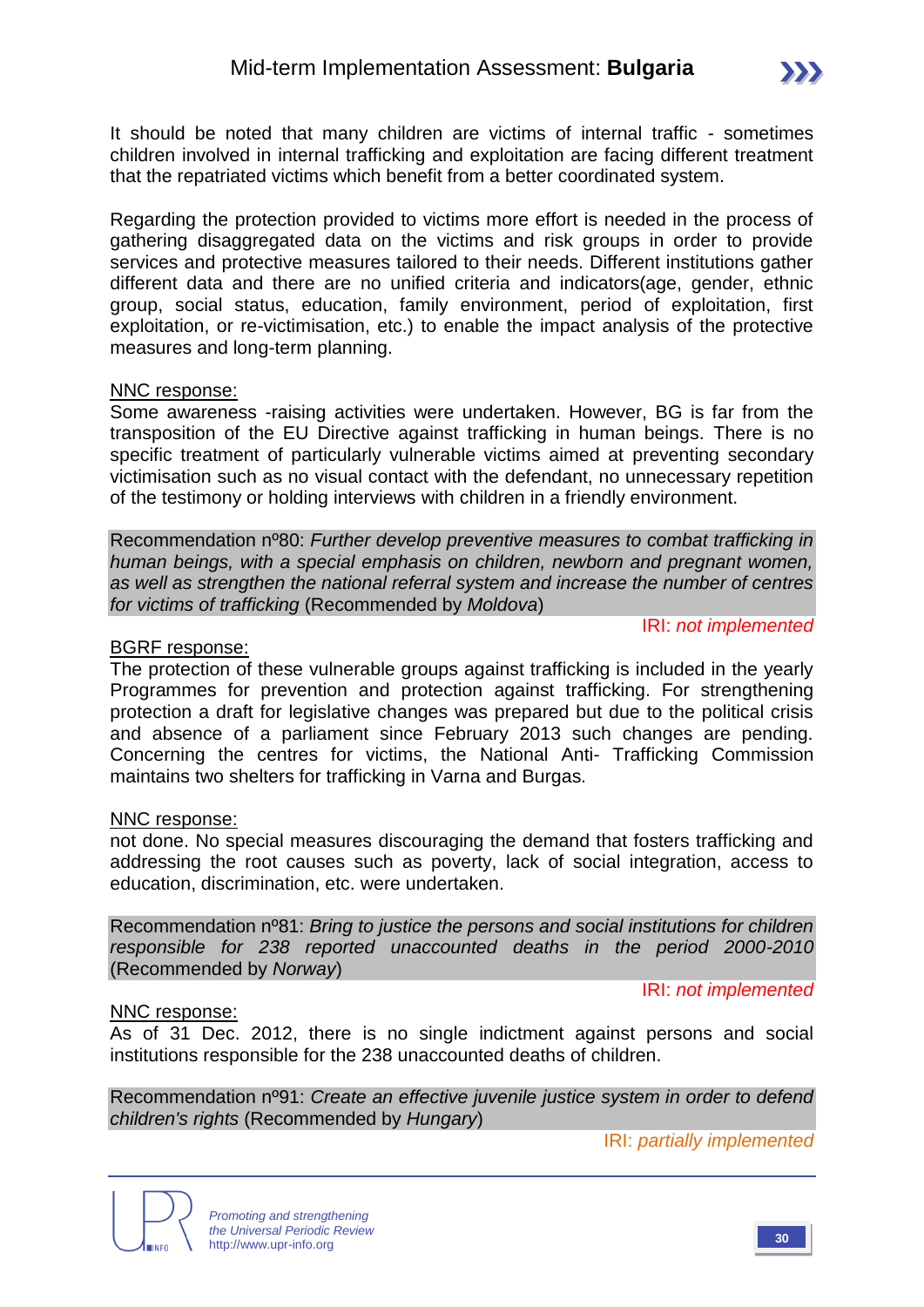It should be noted that many children are victims of internal traffic - sometimes children involved in internal trafficking and exploitation are facing different treatment that the repatriated victims which benefit from a better coordinated system.

Regarding the protection provided to victims more effort is needed in the process of gathering disaggregated data on the victims and risk groups in order to provide services and protective measures tailored to their needs. Different institutions gather different data and there are no unified criteria and indicators(age, gender, ethnic group, social status, education, family environment, period of exploitation, first exploitation, or re-victimisation, etc.) to enable the impact analysis of the protective measures and long-term planning.

<u>NNC response:</u>
Some awareness -raising activities were undertaken. However, BG is far from the transposition of the EU Directive against trafficking in human beings. There is no specific treatment of particularly vulnerable victims aimed at preventing secondary victimisation such as no visual contact with the defendant, no unnecessary repetition of the testimony or holding interviews with children in a friendly environment.

Recommendation nº80: *Further develop preventive measures to combat trafficking in human beings, with a special emphasis on children, newborn and pregnant women, as well as strengthen the national referral system and increase the number of centres for victims of trafficking* (Recommended by *Moldova*)

IRI: *not implemented*

<u>BGRF response:</u>
The protection of these vulnerable groups against trafficking is included in the yearly Programmes for prevention and protection against trafficking. For strengthening protection a draft for legislative changes was prepared but due to the political crisis and absence of a parliament since February 2013 such changes are pending. Concerning the centres for victims, the National Anti- Trafficking Commission maintains two shelters for trafficking in Varna and Burgas.

<u>NNC response:</u>
not done. No special measures discouraging the demand that fosters trafficking and addressing the root causes such as poverty, lack of social integration, access to education, discrimination, etc. were undertaken.

Recommendation nº81: *Bring to justice the persons and social institutions for children responsible for 238 reported unaccounted deaths in the period 2000-2010* (Recommended by *Norway*)

IRI: *not implemented*

<u>NNC response:</u>
As of 31 Dec. 2012, there is no single indictment against persons and social institutions responsible for the 238 unaccounted deaths of children.

Recommendation nº91: *Create an effective juvenile justice system in order to defend children's rights* (Recommended by *Hungary*)

IRI: *partially implemented*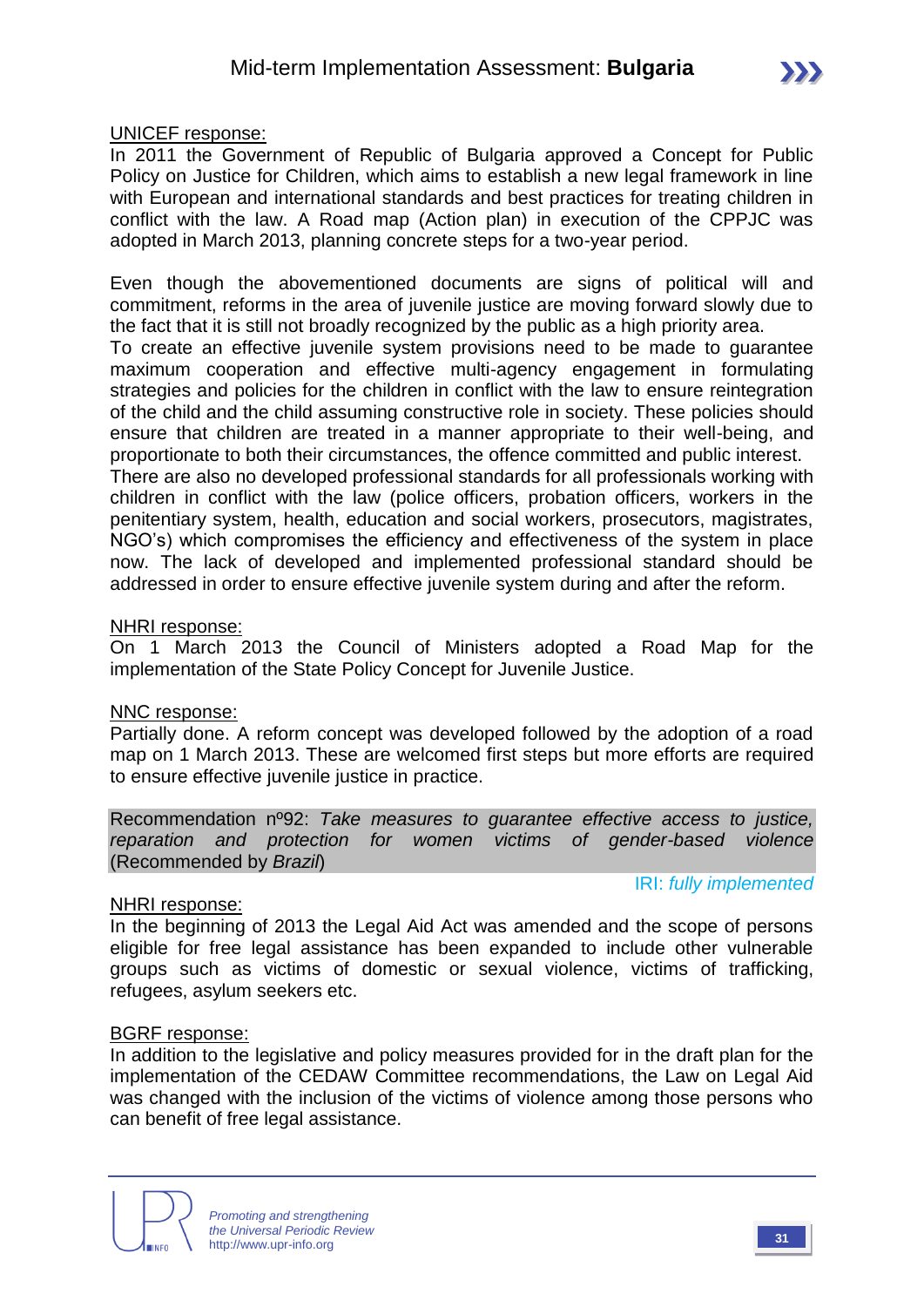UNICEF response:

In 2011 the Government of Republic of Bulgaria approved a Concept for Public Policy on Justice for Children, which aims to establish a new legal framework in line with European and international standards and best practices for treating children in conflict with the law. A Road map (Action plan) in execution of the CPPJC was adopted in March 2013, planning concrete steps for a two-year period.

Even though the abovementioned documents are signs of political will and commitment, reforms in the area of juvenile justice are moving forward slowly due to the fact that it is still not broadly recognized by the public as a high priority area.

To create an effective juvenile system provisions need to be made to guarantee maximum cooperation and effective multi-agency engagement in formulating strategies and policies for the children in conflict with the law to ensure reintegration of the child and the child assuming constructive role in society. These policies should ensure that children are treated in a manner appropriate to their well-being, and proportionate to both their circumstances, the offence committed and public interest.

There are also no developed professional standards for all professionals working with children in conflict with the law (police officers, probation officers, workers in the penitentiary system, health, education and social workers, prosecutors, magistrates, NGO's) which compromises the efficiency and effectiveness of the system in place now. The lack of developed and implemented professional standard should be addressed in order to ensure effective juvenile system during and after the reform.

NHRI response:

On 1 March 2013 the Council of Ministers adopted a Road Map for the implementation of the State Policy Concept for Juvenile Justice.

NNC response:

Partially done. A reform concept was developed followed by the adoption of a road map on 1 March 2013. These are welcomed first steps but more efforts are required to ensure effective juvenile justice in practice.

Recommendation nº92: *Take measures to guarantee effective access to justice, reparation and protection for women victims of gender-based violence* (Recommended by *Brazil*)

IRI: *fully implemented*

NHRI response:

In the beginning of 2013 the Legal Aid Act was amended and the scope of persons eligible for free legal assistance has been expanded to include other vulnerable groups such as victims of domestic or sexual violence, victims of trafficking, refugees, asylum seekers etc.

BGRF response:

In addition to the legislative and policy measures provided for in the draft plan for the implementation of the CEDAW Committee recommendations, the Law on Legal Aid was changed with the inclusion of the victims of violence among those persons who can benefit of free legal assistance.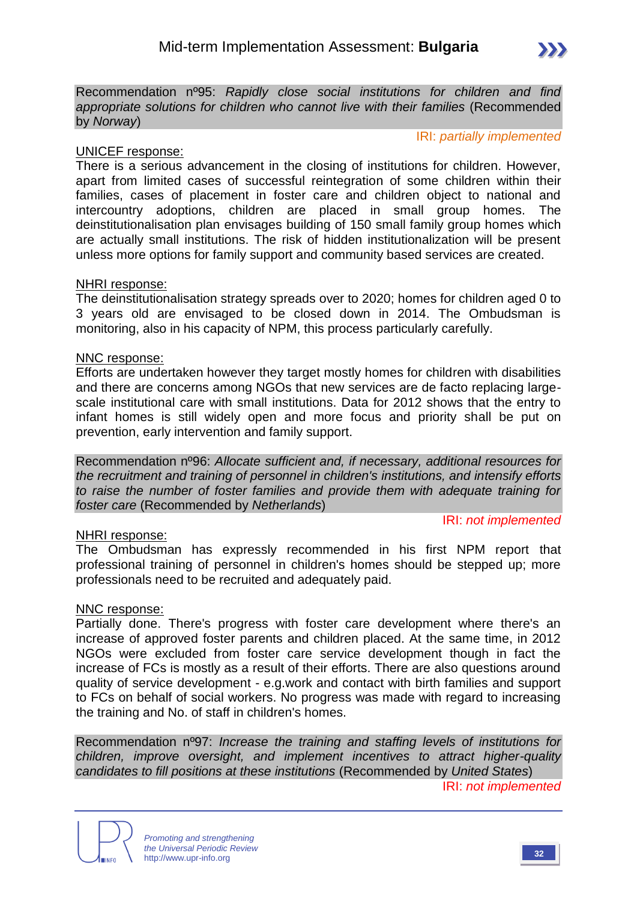Recommendation nº95: *Rapidly close social institutions for children and find appropriate solutions for children who cannot live with their families* (Recommended by *Norway*)

IRI: *partially implemented*

<u>UNICEF response:</u>
There is a serious advancement in the closing of institutions for children. However, apart from limited cases of successful reintegration of some children within their families, cases of placement in foster care and children object to national and intercountry adoptions, children are placed in small group homes. The deinstitutionalisation plan envisages building of 150 small family group homes which are actually small institutions. The risk of hidden institutionalization will be present unless more options for family support and community based services are created.

<u>NHRI response:</u>
The deinstitutionalisation strategy spreads over to 2020; homes for children aged 0 to 3 years old are envisaged to be closed down in 2014. The Ombudsman is monitoring, also in his capacity of NPM, this process particularly carefully.

<u>NNC response:</u>
Efforts are undertaken however they target mostly homes for children with disabilities and there are concerns among NGOs that new services are de facto replacing large-scale institutional care with small institutions. Data for 2012 shows that the entry to infant homes is still widely open and more focus and priority shall be put on prevention, early intervention and family support.

Recommendation nº96: *Allocate sufficient and, if necessary, additional resources for the recruitment and training of personnel in children's institutions, and intensify efforts to raise the number of foster families and provide them with adequate training for foster care* (Recommended by *Netherlands*)

IRI: *not implemented*

<u>NHRI response:</u>
The Ombudsman has expressly recommended in his first NPM report that professional training of personnel in children's homes should be stepped up; more professionals need to be recruited and adequately paid.

<u>NNC response:</u>
Partially done. There's progress with foster care development where there's an increase of approved foster parents and children placed. At the same time, in 2012 NGOs were excluded from foster care service development though in fact the increase of FCs is mostly as a result of their efforts. There are also questions around quality of service development - e.g.work and contact with birth families and support to FCs on behalf of social workers. No progress was made with regard to increasing the training and No. of staff in children's homes.

Recommendation nº97: *Increase the training and staffing levels of institutions for children, improve oversight, and implement incentives to attract higher-quality candidates to fill positions at these institutions* (Recommended by *United States*)

IRI: *not implemented*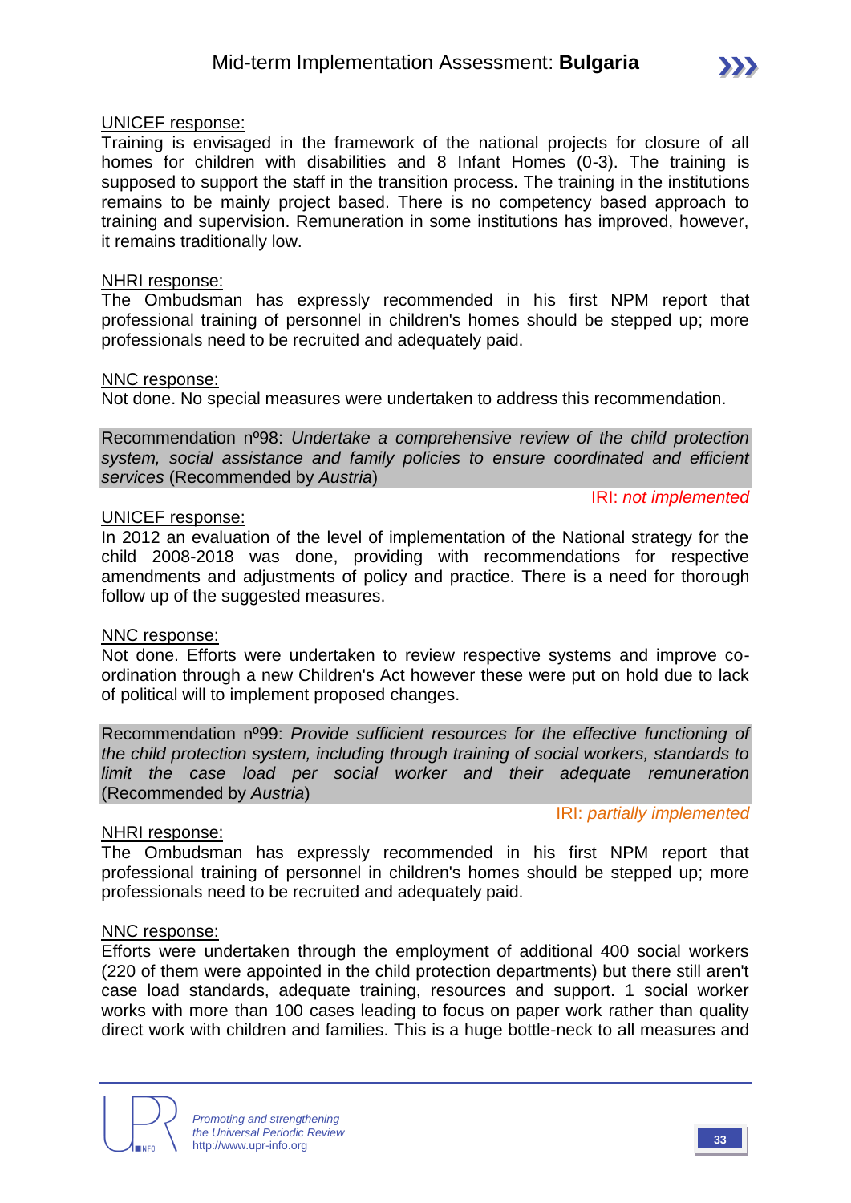UNICEF response:

Training is envisaged in the framework of the national projects for closure of all homes for children with disabilities and 8 Infant Homes (0-3). The training is supposed to support the staff in the transition process. The training in the institutions remains to be mainly project based. There is no competency based approach to training and supervision. Remuneration in some institutions has improved, however, it remains traditionally low.

NHRI response:

The Ombudsman has expressly recommended in his first NPM report that professional training of personnel in children's homes should be stepped up; more professionals need to be recruited and adequately paid.

NNC response:

Not done. No special measures were undertaken to address this recommendation.

Recommendation nº98: *Undertake a comprehensive review of the child protection system, social assistance and family policies to ensure coordinated and efficient services* (Recommended by *Austria*)

IRI: *not implemented*

UNICEF response:

In 2012 an evaluation of the level of implementation of the National strategy for the child 2008-2018 was done, providing with recommendations for respective amendments and adjustments of policy and practice. There is a need for thorough follow up of the suggested measures.

NNC response:

Not done. Efforts were undertaken to review respective systems and improve co-ordination through a new Children's Act however these were put on hold due to lack of political will to implement proposed changes.

Recommendation nº99: *Provide sufficient resources for the effective functioning of the child protection system, including through training of social workers, standards to limit the case load per social worker and their adequate remuneration* (Recommended by *Austria*)

IRI: *partially implemented*

NHRI response:

The Ombudsman has expressly recommended in his first NPM report that professional training of personnel in children's homes should be stepped up; more professionals need to be recruited and adequately paid.

NNC response:

Efforts were undertaken through the employment of additional 400 social workers (220 of them were appointed in the child protection departments) but there still aren't case load standards, adequate training, resources and support. 1 social worker works with more than 100 cases leading to focus on paper work rather than quality direct work with children and families. This is a huge bottle-neck to all measures and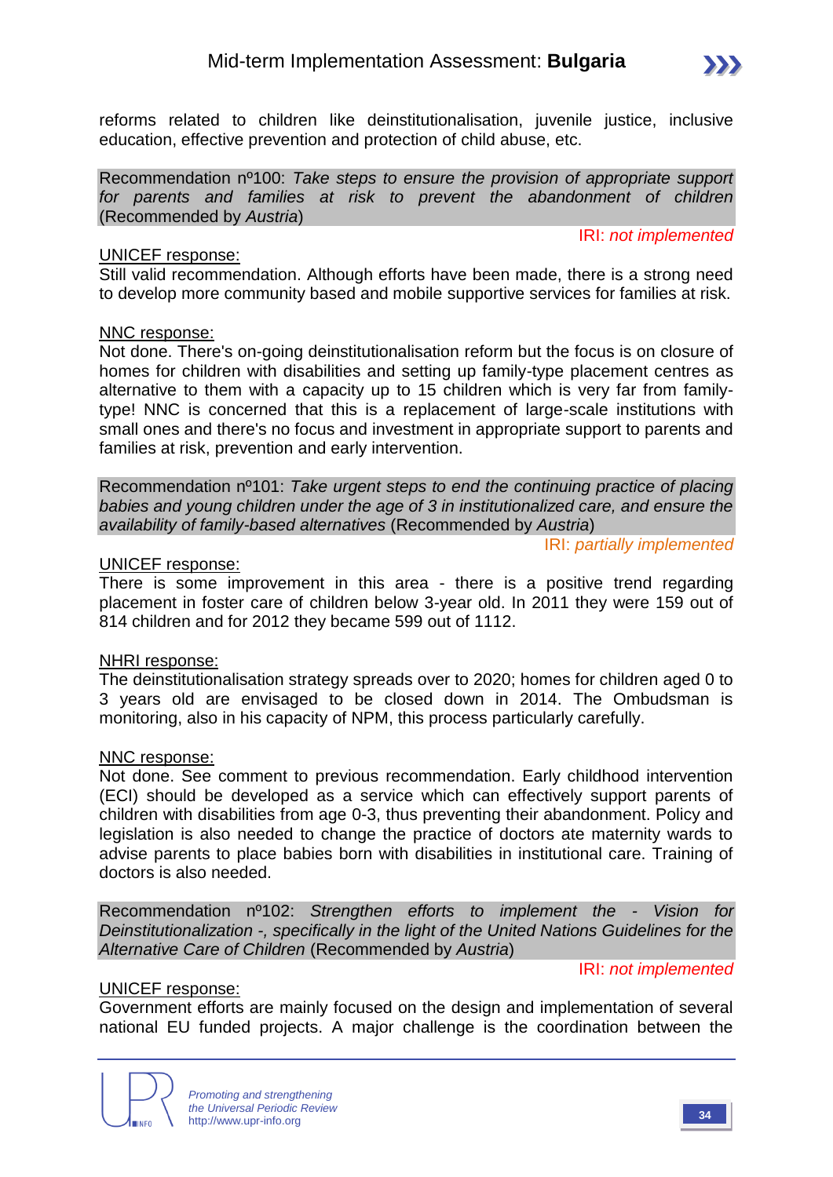reforms related to children like deinstitutionalisation, juvenile justice, inclusive education, effective prevention and protection of child abuse, etc.

Recommendation nº100: *Take steps to ensure the provision of appropriate support for parents and families at risk to prevent the abandonment of children* (Recommended by *Austria*)

IRI: *not implemented*

UNICEF response:

Still valid recommendation. Although efforts have been made, there is a strong need to develop more community based and mobile supportive services for families at risk.

NNC response:

Not done. There's on-going deinstitutionalisation reform but the focus is on closure of homes for children with disabilities and setting up family-type placement centres as alternative to them with a capacity up to 15 children which is very far from family-type! NNC is concerned that this is a replacement of large-scale institutions with small ones and there's no focus and investment in appropriate support to parents and families at risk, prevention and early intervention.

Recommendation nº101: *Take urgent steps to end the continuing practice of placing babies and young children under the age of 3 in institutionalized care, and ensure the availability of family-based alternatives* (Recommended by *Austria*)

IRI: *partially implemented*

UNICEF response:

There is some improvement in this area - there is a positive trend regarding placement in foster care of children below 3-year old. In 2011 they were 159 out of 814 children and for 2012 they became 599 out of 1112.

NHRI response:

The deinstitutionalisation strategy spreads over to 2020; homes for children aged 0 to 3 years old are envisaged to be closed down in 2014. The Ombudsman is monitoring, also in his capacity of NPM, this process particularly carefully.

NNC response:

Not done. See comment to previous recommendation. Early childhood intervention (ECI) should be developed as a service which can effectively support parents of children with disabilities from age 0-3, thus preventing their abandonment. Policy and legislation is also needed to change the practice of doctors ate maternity wards to advise parents to place babies born with disabilities in institutional care. Training of doctors is also needed.

Recommendation nº102: *Strengthen efforts to implement the - Vision for Deinstitutionalization -, specifically in the light of the United Nations Guidelines for the Alternative Care of Children* (Recommended by *Austria*)

IRI: *not implemented*

UNICEF response:

Government efforts are mainly focused on the design and implementation of several national EU funded projects. A major challenge is the coordination between the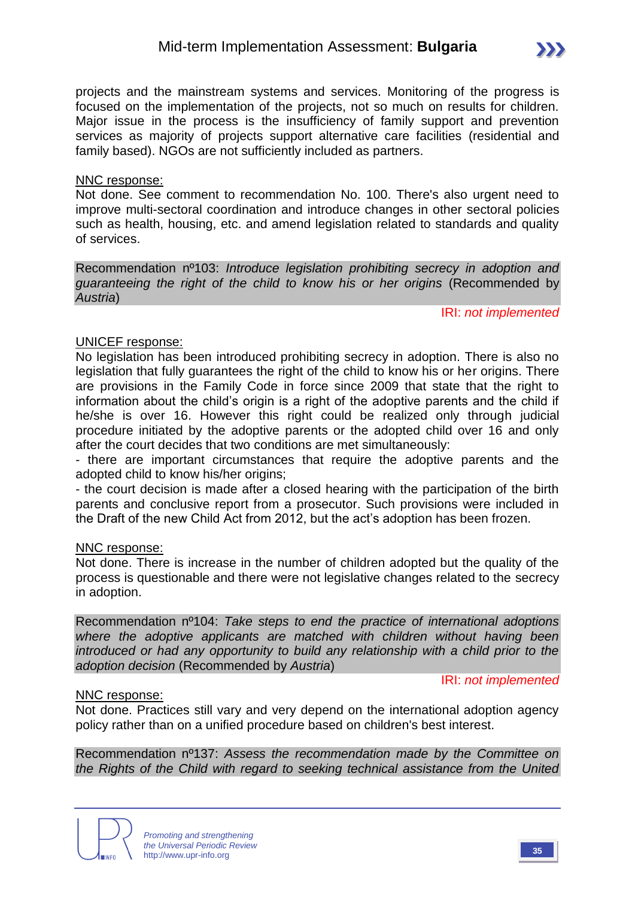projects and the mainstream systems and services. Monitoring of the progress is focused on the implementation of the projects, not so much on results for children. Major issue in the process is the insufficiency of family support and prevention services as majority of projects support alternative care facilities (residential and family based). NGOs are not sufficiently included as partners.

NNC response:
Not done. See comment to recommendation No. 100. There's also urgent need to improve multi-sectoral coordination and introduce changes in other sectoral policies such as health, housing, etc. and amend legislation related to standards and quality of services.

Recommendation nº103: *Introduce legislation prohibiting secrecy in adoption and guaranteeing the right of the child to know his or her origins* (Recommended by *Austria*)

IRI: *not implemented*

UNICEF response:
No legislation has been introduced prohibiting secrecy in adoption. There is also no legislation that fully guarantees the right of the child to know his or her origins. There are provisions in the Family Code in force since 2009 that state that the right to information about the child's origin is a right of the adoptive parents and the child if he/she is over 16. However this right could be realized only through judicial procedure initiated by the adoptive parents or the adopted child over 16 and only after the court decides that two conditions are met simultaneously:

- there are important circumstances that require the adoptive parents and the adopted child to know his/her origins;
- the court decision is made after a closed hearing with the participation of the birth parents and conclusive report from a prosecutor. Such provisions were included in the Draft of the new Child Act from 2012, but the act's adoption has been frozen.

NNC response:
Not done. There is increase in the number of children adopted but the quality of the process is questionable and there were not legislative changes related to the secrecy in adoption.

Recommendation nº104: *Take steps to end the practice of international adoptions where the adoptive applicants are matched with children without having been introduced or had any opportunity to build any relationship with a child prior to the adoption decision* (Recommended by *Austria*)

IRI: *not implemented*

NNC response:
Not done. Practices still vary and very depend on the international adoption agency policy rather than on a unified procedure based on children's best interest.

Recommendation nº137: *Assess the recommendation made by the Committee on the Rights of the Child with regard to seeking technical assistance from the United*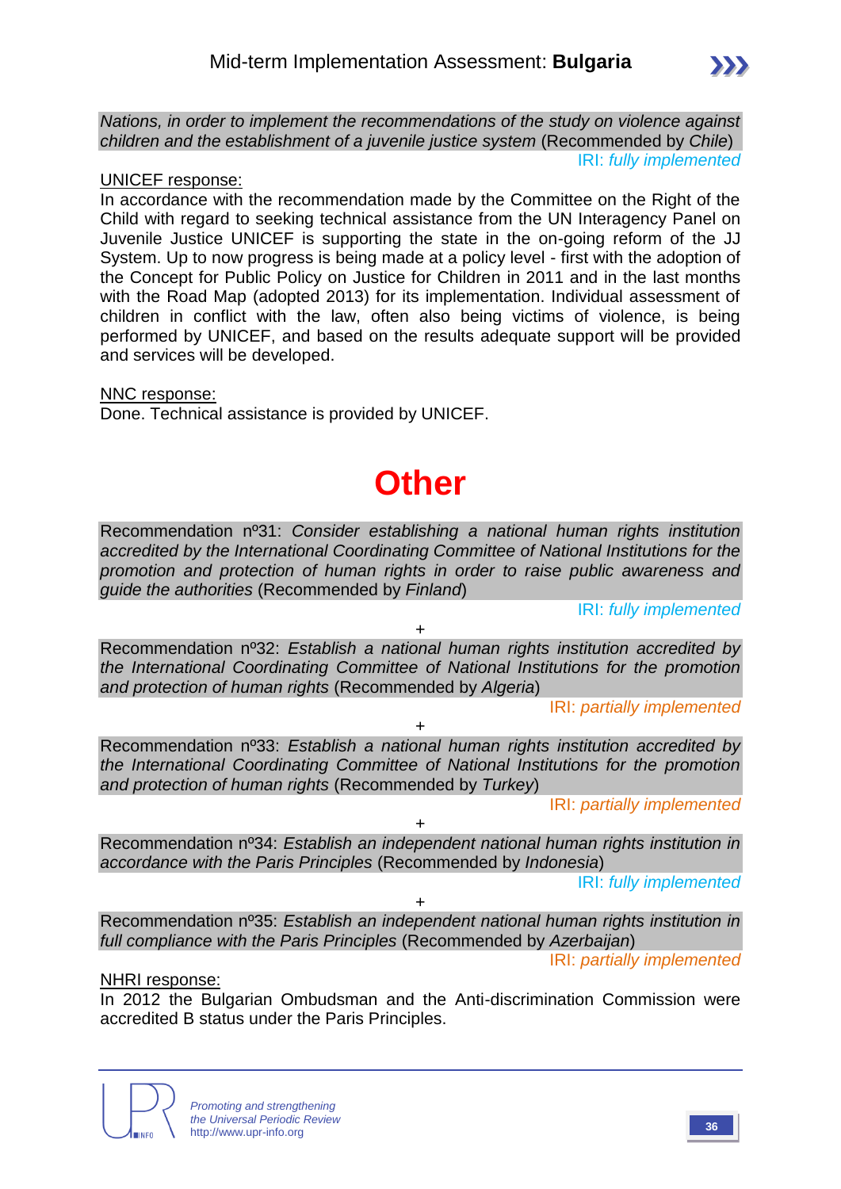*Nations, in order to implement the recommendations of the study on violence against children and the establishment of a juvenile justice system* (Recommended by *Chile*)

IRI: *fully implemented*

UNICEF response:

In accordance with the recommendation made by the Committee on the Right of the Child with regard to seeking technical assistance from the UN Interagency Panel on Juvenile Justice UNICEF is supporting the state in the on-going reform of the JJ System. Up to now progress is being made at a policy level - first with the adoption of the Concept for Public Policy on Justice for Children in 2011 and in the last months with the Road Map (adopted 2013) for its implementation. Individual assessment of children in conflict with the law, often also being victims of violence, is being performed by UNICEF, and based on the results adequate support will be provided and services will be developed.

NNC response:

Done. Technical assistance is provided by UNICEF.

# Other

Recommendation nº31: *Consider establishing a national human rights institution accredited by the International Coordinating Committee of National Institutions for the promotion and protection of human rights in order to raise public awareness and guide the authorities* (Recommended by *Finland*)

IRI: *fully implemented*

+

Recommendation nº32: *Establish a national human rights institution accredited by the International Coordinating Committee of National Institutions for the promotion and protection of human rights* (Recommended by *Algeria*)

IRI: *partially implemented*

+

Recommendation nº33: *Establish a national human rights institution accredited by the International Coordinating Committee of National Institutions for the promotion and protection of human rights* (Recommended by *Turkey*)

IRI: *partially implemented*

+

Recommendation nº34: *Establish an independent national human rights institution in accordance with the Paris Principles* (Recommended by *Indonesia*)

IRI: *fully implemented*

+

Recommendation nº35: *Establish an independent national human rights institution in full compliance with the Paris Principles* (Recommended by *Azerbaijan*)

IRI: *partially implemented*

NHRI response:

In 2012 the Bulgarian Ombudsman and the Anti-discrimination Commission were accredited B status under the Paris Principles.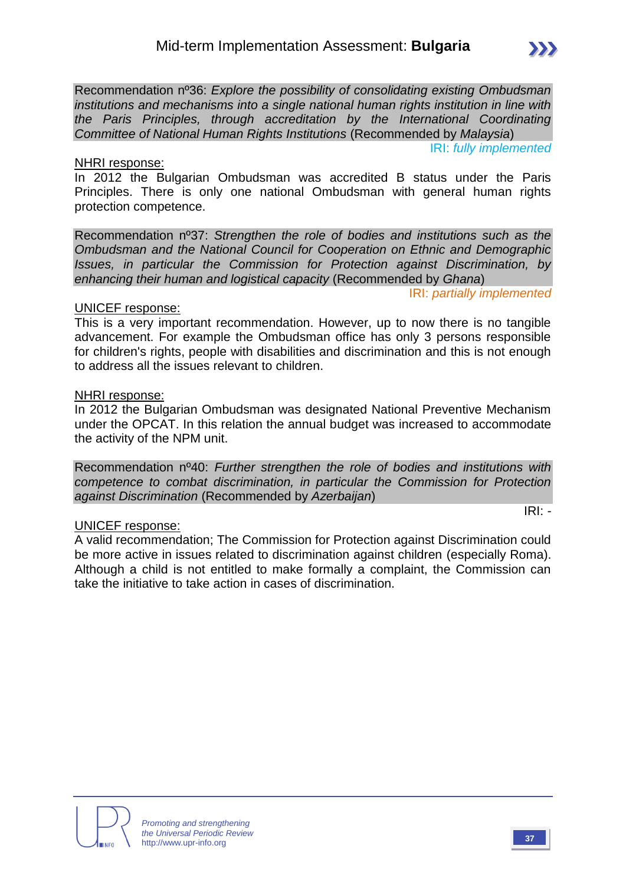Recommendation nº36: *Explore the possibility of consolidating existing Ombudsman institutions and mechanisms into a single national human rights institution in line with the Paris Principles, through accreditation by the International Coordinating Committee of National Human Rights Institutions* (Recommended by *Malaysia*)

IRI: *fully implemented*

NHRI response:

In 2012 the Bulgarian Ombudsman was accredited B status under the Paris Principles. There is only one national Ombudsman with general human rights protection competence.

Recommendation nº37: *Strengthen the role of bodies and institutions such as the Ombudsman and the National Council for Cooperation on Ethnic and Demographic Issues, in particular the Commission for Protection against Discrimination, by enhancing their human and logistical capacity* (Recommended by *Ghana*)

IRI: *partially implemented*

UNICEF response:

This is a very important recommendation. However, up to now there is no tangible advancement. For example the Ombudsman office has only 3 persons responsible for children's rights, people with disabilities and discrimination and this is not enough to address all the issues relevant to children.

NHRI response:

In 2012 the Bulgarian Ombudsman was designated National Preventive Mechanism under the OPCAT. In this relation the annual budget was increased to accommodate the activity of the NPM unit.

Recommendation nº40: *Further strengthen the role of bodies and institutions with competence to combat discrimination, in particular the Commission for Protection against Discrimination* (Recommended by *Azerbaijan*)

IRI: -

UNICEF response:

A valid recommendation; The Commission for Protection against Discrimination could be more active in issues related to discrimination against children (especially Roma). Although a child is not entitled to make formally a complaint, the Commission can take the initiative to take action in cases of discrimination.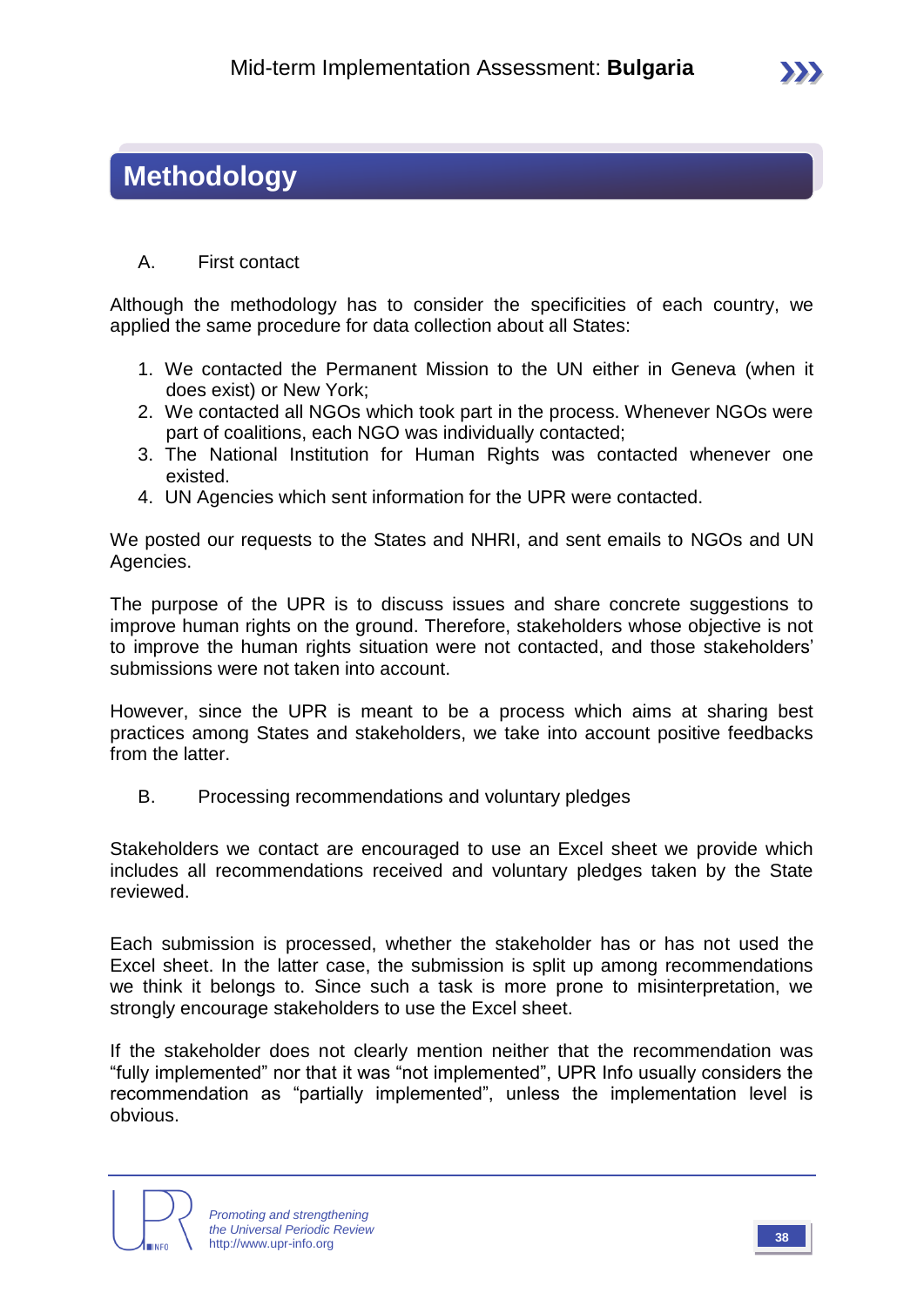# Methodology

A. First contact

Although the methodology has to consider the specificities of each country, we applied the same procedure for data collection about all States:

1. We contacted the Permanent Mission to the UN either in Geneva (when it does exist) or New York;
2. We contacted all NGOs which took part in the process. Whenever NGOs were part of coalitions, each NGO was individually contacted;
3. The National Institution for Human Rights was contacted whenever one existed.
4. UN Agencies which sent information for the UPR were contacted.

We posted our requests to the States and NHRI, and sent emails to NGOs and UN Agencies.

The purpose of the UPR is to discuss issues and share concrete suggestions to improve human rights on the ground. Therefore, stakeholders whose objective is not to improve the human rights situation were not contacted, and those stakeholders' submissions were not taken into account.

However, since the UPR is meant to be a process which aims at sharing best practices among States and stakeholders, we take into account positive feedbacks from the latter.

B. Processing recommendations and voluntary pledges

Stakeholders we contact are encouraged to use an Excel sheet we provide which includes all recommendations received and voluntary pledges taken by the State reviewed.

Each submission is processed, whether the stakeholder has or has not used the Excel sheet. In the latter case, the submission is split up among recommendations we think it belongs to. Since such a task is more prone to misinterpretation, we strongly encourage stakeholders to use the Excel sheet.

If the stakeholder does not clearly mention neither that the recommendation was "fully implemented" nor that it was "not implemented", UPR Info usually considers the recommendation as "partially implemented", unless the implementation level is obvious.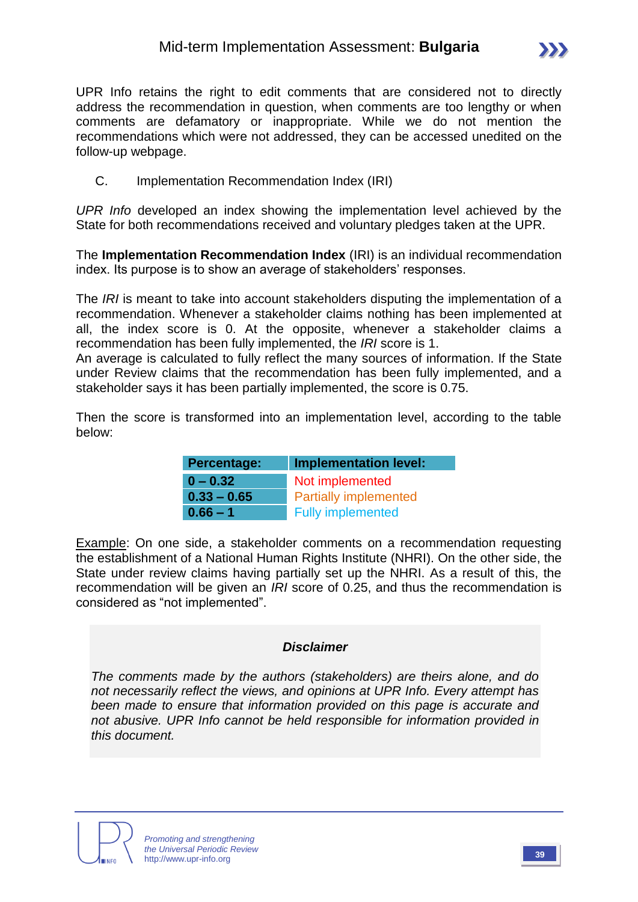UPR Info retains the right to edit comments that are considered not to directly address the recommendation in question, when comments are too lengthy or when comments are defamatory or inappropriate. While we do not mention the recommendations which were not addressed, they can be accessed unedited on the follow-up webpage.

## C. Implementation Recommendation Index (IRI)

*UPR Info* developed an index showing the implementation level achieved by the State for both recommendations received and voluntary pledges taken at the UPR.

The **Implementation Recommendation Index** (IRI) is an individual recommendation index. Its purpose is to show an average of stakeholders' responses.

The *IRI* is meant to take into account stakeholders disputing the implementation of a recommendation. Whenever a stakeholder claims nothing has been implemented at all, the index score is 0. At the opposite, whenever a stakeholder claims a recommendation has been fully implemented, the *IRI* score is 1.
An average is calculated to fully reflect the many sources of information. If the State under Review claims that the recommendation has been fully implemented, and a stakeholder says it has been partially implemented, the score is 0.75.

Then the score is transformed into an implementation level, according to the table below:

| Percentage: | Implementation level: |
|---|---|
| 0 – 0.32 | Not implemented |
| 0.33 – 0.65 | Partially implemented |
| 0.66 – 1 | Fully implemented |

Example: On one side, a stakeholder comments on a recommendation requesting the establishment of a National Human Rights Institute (NHRI). On the other side, the State under review claims having partially set up the NHRI. As a result of this, the recommendation will be given an *IRI* score of 0.25, and thus the recommendation is considered as "not implemented".

**_Disclaimer_**

*The comments made by the authors (stakeholders) are theirs alone, and do not necessarily reflect the views, and opinions at UPR Info. Every attempt has been made to ensure that information provided on this page is accurate and not abusive. UPR Info cannot be held responsible for information provided in this document.*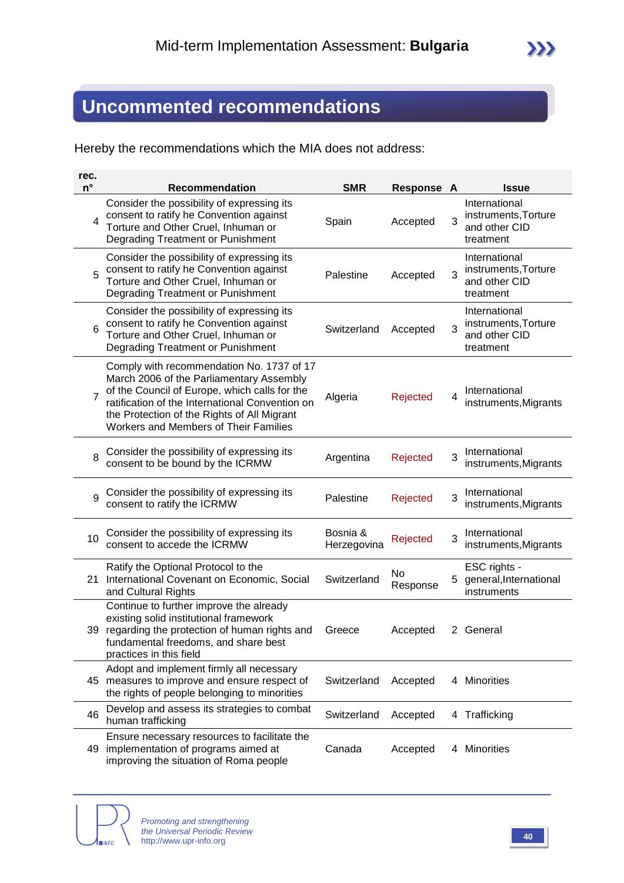## Uncommented recommendations

Hereby the recommendations which the MIA does not address:

| rec. n° | Recommendation | SMR | Response | A | Issue |
|---|---|---|---|---|---|
| 4 | Consider the possibility of expressing its consent to ratify he Convention against Torture and Other Cruel, Inhuman or Degrading Treatment or Punishment | Spain | Accepted | 3 | International instruments,Torture and other CID treatment |
| 5 | Consider the possibility of expressing its consent to ratify he Convention against Torture and Other Cruel, Inhuman or Degrading Treatment or Punishment | Palestine | Accepted | 3 | International instruments,Torture and other CID treatment |
| 6 | Consider the possibility of expressing its consent to ratify he Convention against Torture and Other Cruel, Inhuman or Degrading Treatment or Punishment | Switzerland | Accepted | 3 | International instruments,Torture and other CID treatment |
| 7 | Comply with recommendation No. 1737 of 17 March 2006 of the Parliamentary Assembly of the Council of Europe, which calls for the ratification of the International Convention on the Protection of the Rights of All Migrant Workers and Members of Their Families | Algeria | Rejected | 4 | International instruments,Migrants |
| 8 | Consider the possibility of expressing its consent to be bound by the ICRMW | Argentina | Rejected | 3 | International instruments,Migrants |
| 9 | Consider the possibility of expressing its consent to ratify the ICRMW | Palestine | Rejected | 3 | International instruments,Migrants |
| 10 | Consider the possibility of expressing its consent to accede the ICRMW | Bosnia & Herzegovina | Rejected | 3 | International instruments,Migrants |
| 21 | Ratify the Optional Protocol to the International Covenant on Economic, Social and Cultural Rights | Switzerland | No Response | 5 | ESC rights - general,International instruments |
| 39 | Continue to further improve the already existing solid institutional framework regarding the protection of human rights and fundamental freedoms, and share best practices in this field | Greece | Accepted | 2 | General |
| 45 | Adopt and implement firmly all necessary measures to improve and ensure respect of the rights of people belonging to minorities | Switzerland | Accepted | 4 | Minorities |
| 46 | Develop and assess its strategies to combat human trafficking | Switzerland | Accepted | 4 | Trafficking |
| 49 | Ensure necessary resources to facilitate the implementation of programs aimed at improving the situation of Roma people | Canada | Accepted | 4 | Minorities |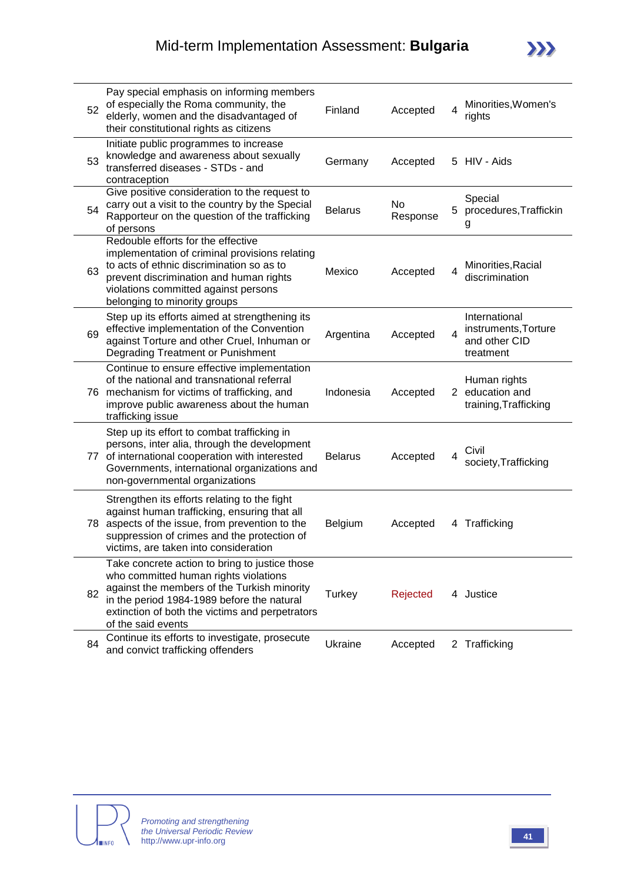| | | | | | |
|---|---|---|---|---|---|
| 52 | Pay special emphasis on informing members of especially the Roma community, the elderly, women and the disadvantaged of their constitutional rights as citizens | Finland | Accepted | 4 | Minorities,Women's rights |
| 53 | Initiate public programmes to increase knowledge and awareness about sexually transferred diseases - STDs - and contraception | Germany | Accepted | 5 | HIV - Aids |
| 54 | Give positive consideration to the request to carry out a visit to the country by the Special Rapporteur on the question of the trafficking of persons | Belarus | No Response | 5 | Special procedures,Trafficking |
| 63 | Redouble efforts for the effective implementation of criminal provisions relating to acts of ethnic discrimination so as to prevent discrimination and human rights violations committed against persons belonging to minority groups | Mexico | Accepted | 4 | Minorities,Racial discrimination |
| 69 | Step up its efforts aimed at strengthening its effective implementation of the Convention against Torture and other Cruel, Inhuman or Degrading Treatment or Punishment | Argentina | Accepted | 4 | International instruments,Torture and other CID treatment |
| 76 | Continue to ensure effective implementation of the national and transnational referral mechanism for victims of trafficking, and improve public awareness about the human trafficking issue | Indonesia | Accepted | 2 | Human rights education and training,Trafficking |
| 77 | Step up its effort to combat trafficking in persons, inter alia, through the development of international cooperation with interested Governments, international organizations and non-governmental organizations | Belarus | Accepted | 4 | Civil society,Trafficking |
| 78 | Strengthen its efforts relating to the fight against human trafficking, ensuring that all aspects of the issue, from prevention to the suppression of crimes and the protection of victims, are taken into consideration | Belgium | Accepted | 4 | Trafficking |
| 82 | Take concrete action to bring to justice those who committed human rights violations against the members of the Turkish minority in the period 1984-1989 before the natural extinction of both the victims and perpetrators of the said events | Turkey | Rejected | 4 | Justice |
| 84 | Continue its efforts to investigate, prosecute and convict trafficking offenders | Ukraine | Accepted | 2 | Trafficking |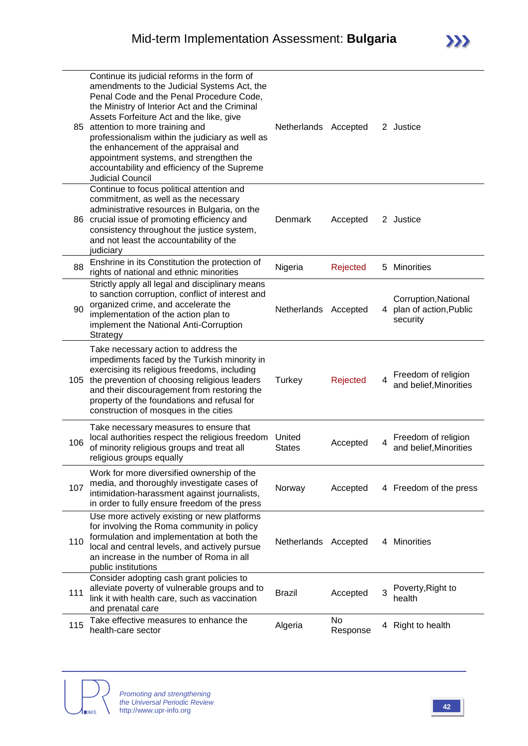| | | | | | |
|---|---|---|---|---|---|
| 85 | Continue its judicial reforms in the form of amendments to the Judicial Systems Act, the Penal Code and the Penal Procedure Code, the Ministry of Interior Act and the Criminal Assets Forfeiture Act and the like, give attention to more training and professionalism within the judiciary as well as the enhancement of the appraisal and appointment systems, and strengthen the accountability and efficiency of the Supreme Judicial Council | Netherlands | Accepted | 2 | Justice |
| 86 | Continue to focus political attention and commitment, as well as the necessary administrative resources in Bulgaria, on the crucial issue of promoting efficiency and consistency throughout the justice system, and not least the accountability of the judiciary | Denmark | Accepted | 2 | Justice |
| 88 | Enshrine in its Constitution the protection of rights of national and ethnic minorities | Nigeria | Rejected | 5 | Minorities |
| 90 | Strictly apply all legal and disciplinary means to sanction corruption, conflict of interest and organized crime, and accelerate the implementation of the action plan to implement the National Anti-Corruption Strategy | Netherlands | Accepted | 4 | Corruption,National plan of action,Public security |
| 105 | Take necessary action to address the impediments faced by the Turkish minority in exercising its religious freedoms, including the prevention of choosing religious leaders and their discouragement from restoring the property of the foundations and refusal for construction of mosques in the cities | Turkey | Rejected | 4 | Freedom of religion and belief,Minorities |
| 106 | Take necessary measures to ensure that local authorities respect the religious freedom of minority religious groups and treat all religious groups equally | United States | Accepted | 4 | Freedom of religion and belief,Minorities |
| 107 | Work for more diversified ownership of the media, and thoroughly investigate cases of intimidation-harassment against journalists, in order to fully ensure freedom of the press | Norway | Accepted | 4 | Freedom of the press |
| 110 | Use more actively existing or new platforms for involving the Roma community in policy formulation and implementation at both the local and central levels, and actively pursue an increase in the number of Roma in all public institutions | Netherlands | Accepted | 4 | Minorities |
| 111 | Consider adopting cash grant policies to alleviate poverty of vulnerable groups and to link it with health care, such as vaccination and prenatal care | Brazil | Accepted | 3 | Poverty,Right to health |
| 115 | Take effective measures to enhance the health-care sector | Algeria | No Response | 4 | Right to health |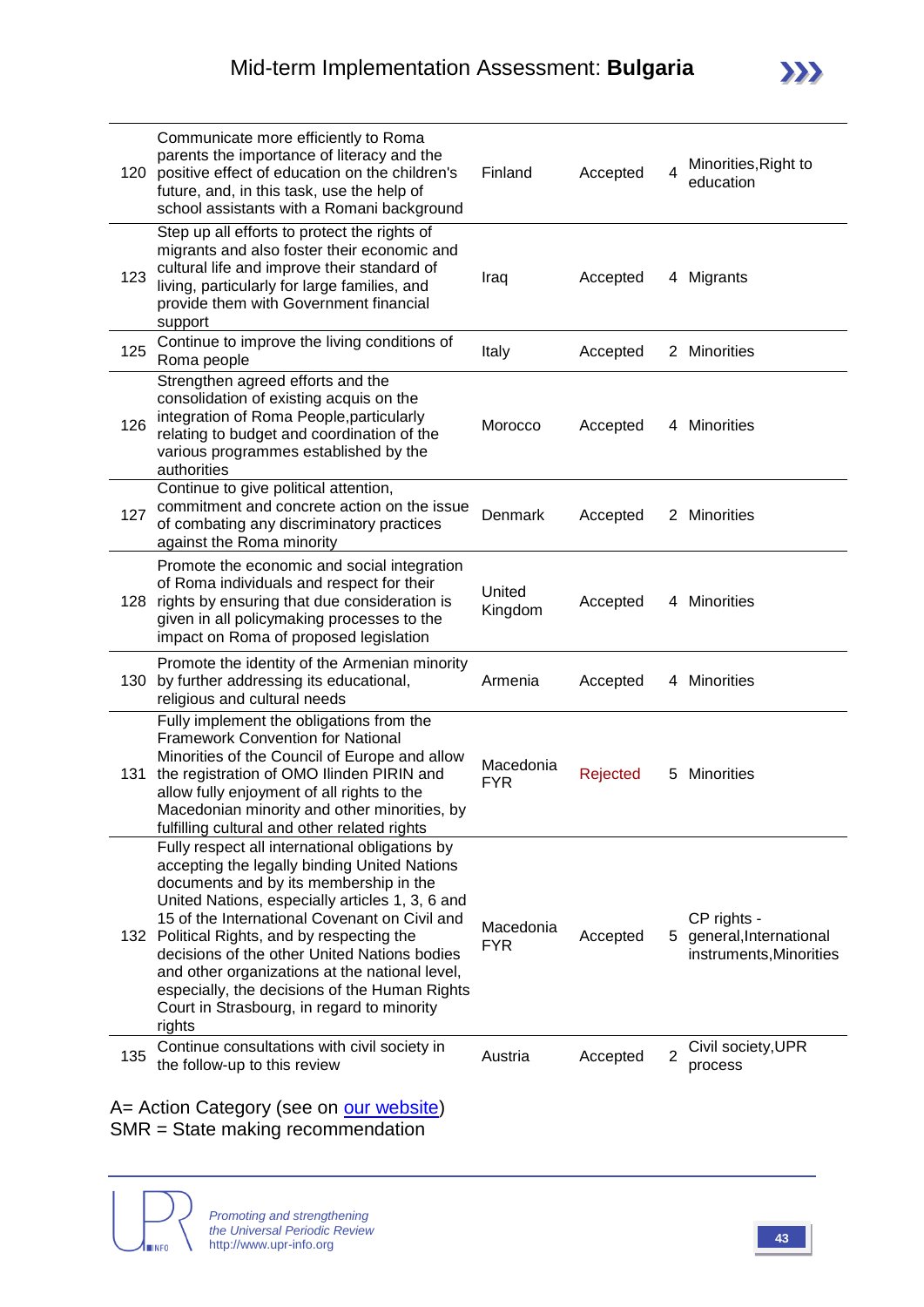| | | | | | |
|---|---|---|---|---|---|
| 120 | Communicate more efficiently to Roma parents the importance of literacy and the positive effect of education on the children's future, and, in this task, use the help of school assistants with a Romani background | Finland | Accepted | 4 | Minorities,Right to education |
| 123 | Step up all efforts to protect the rights of migrants and also foster their economic and cultural life and improve their standard of living, particularly for large families, and provide them with Government financial support | Iraq | Accepted | 4 | Migrants |
| 125 | Continue to improve the living conditions of Roma people | Italy | Accepted | 2 | Minorities |
| 126 | Strengthen agreed efforts and the consolidation of existing acquis on the integration of Roma People,particularly relating to budget and coordination of the various programmes established by the authorities | Morocco | Accepted | 4 | Minorities |
| 127 | Continue to give political attention, commitment and concrete action on the issue of combating any discriminatory practices against the Roma minority | Denmark | Accepted | 2 | Minorities |
| 128 | Promote the economic and social integration of Roma individuals and respect for their rights by ensuring that due consideration is given in all policymaking processes to the impact on Roma of proposed legislation | United Kingdom | Accepted | 4 | Minorities |
| 130 | Promote the identity of the Armenian minority by further addressing its educational, religious and cultural needs | Armenia | Accepted | 4 | Minorities |
| 131 | Fully implement the obligations from the Framework Convention for National Minorities of the Council of Europe and allow the registration of OMO Ilinden PIRIN and allow fully enjoyment of all rights to the Macedonian minority and other minorities, by fulfilling cultural and other related rights | Macedonia FYR | Rejected | 5 | Minorities |
| 132 | Fully respect all international obligations by accepting the legally binding United Nations documents and by its membership in the United Nations, especially articles 1, 3, 6 and 15 of the International Covenant on Civil and Political Rights, and by respecting the decisions of the other United Nations bodies and other organizations at the national level, especially, the decisions of the Human Rights Court in Strasbourg, in regard to minority rights | Macedonia FYR | Accepted | 5 | CP rights - general,International instruments,Minorities |
| 135 | Continue consultations with civil society in the follow-up to this review | Austria | Accepted | 2 | Civil society,UPR process |

A= Action Category (see on our website)
SMR = State making recommendation

*Promoting and strengthening the Universal Periodic Review*
http://www.upr-info.org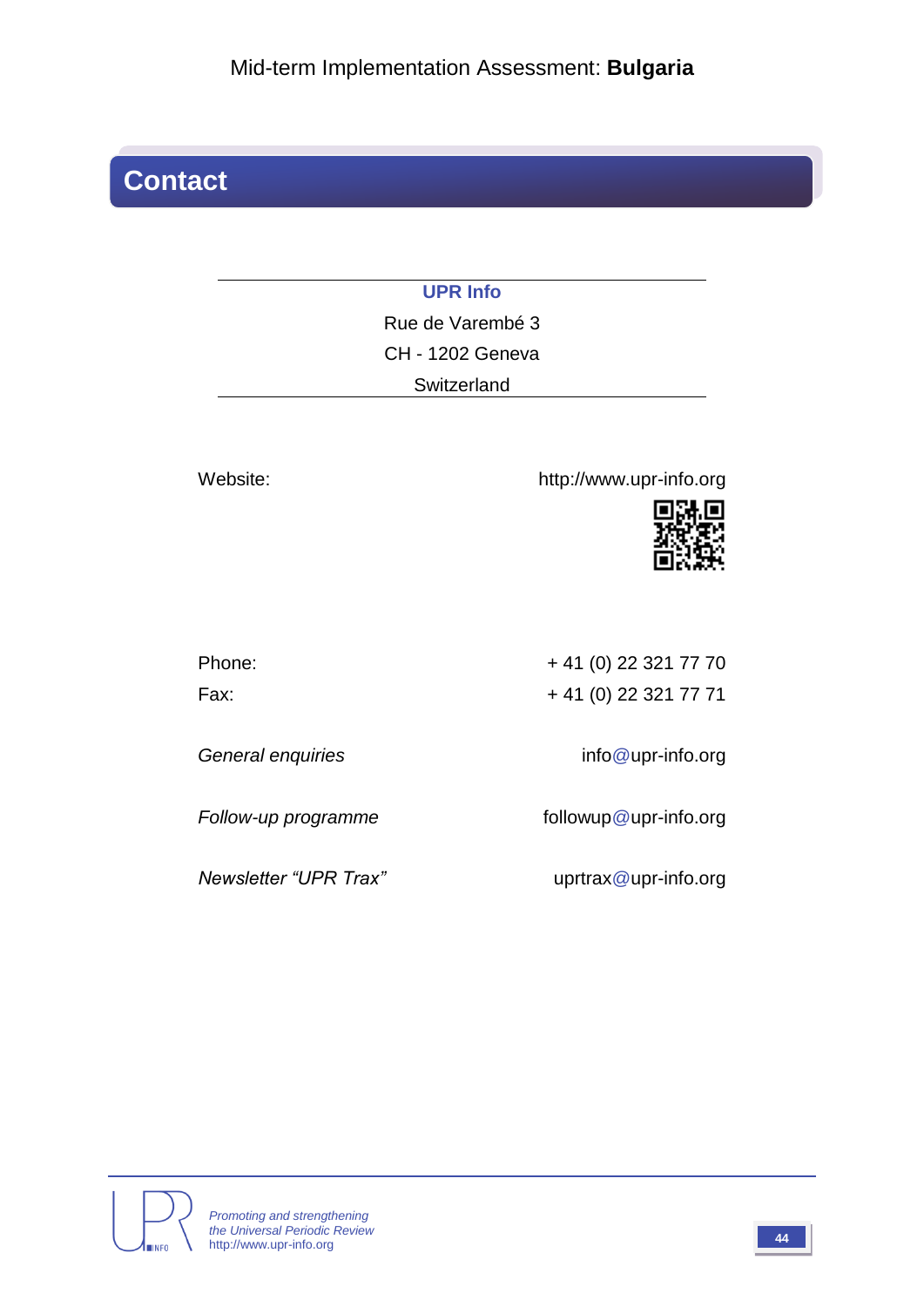## Contact

**UPR Info**
Rue de Varembé 3
CH - 1202 Geneva
Switzerland

| | |
|---|---|
| Website: | http://www.upr-info.org |
| Phone: | + 41 (0) 22 321 77 70 |
| Fax: | + 41 (0) 22 321 77 71 |
| *General enquiries* | info@upr-info.org |
| *Follow-up programme* | followup@upr-info.org |
| *Newsletter "UPR Trax"* | uprtrax@upr-info.org |